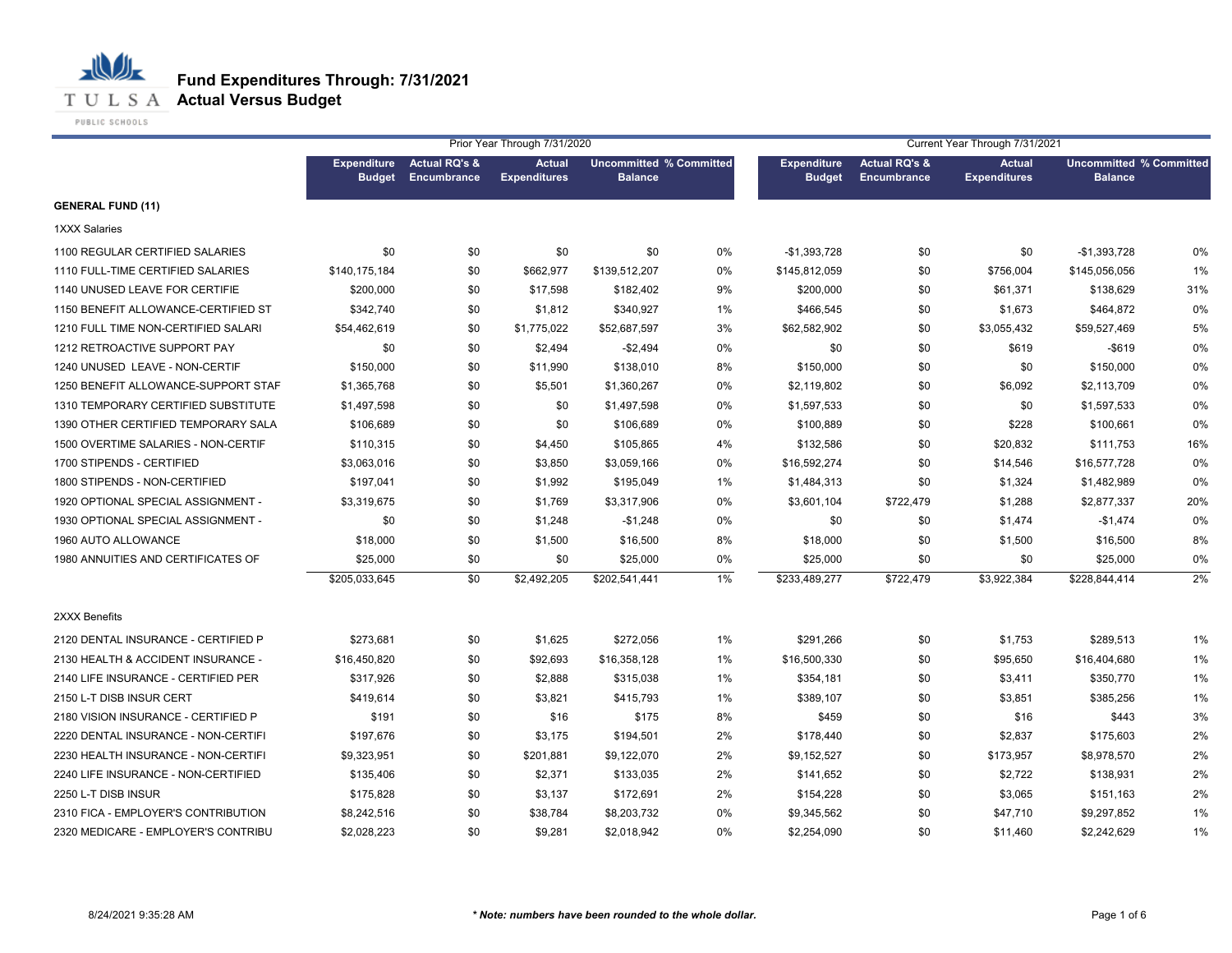# Fund Expenditures Through: 7/31/2021

## Actual Versus Budget

| | Prior Year Through 7/31/2020 | | | | | Current Year Through 7/31/2021 | | | | |
|---|---|---|---|---|---|---|---|---|---|---|
| | Expenditure Budget | Actual RQ's & Encumbrance | Actual Expenditures | Uncommitted Balance | % Committed | Expenditure Budget | Actual RQ's & Encumbrance | Actual Expenditures | Uncommitted Balance | % Committed |
| **GENERAL FUND (11)** | | | | | | | | | | |
| 1XXX Salaries | | | | | | | | | | |
| 1100 REGULAR CERTIFIED SALARIES | $0 | $0 | $0 | $0 | 0% | -$1,393,728 | $0 | $0 | -$1,393,728 | 0% |
| 1110 FULL-TIME CERTIFIED SALARIES | $140,175,184 | $0 | $662,977 | $139,512,207 | 0% | $145,812,059 | $0 | $756,004 | $145,056,056 | 1% |
| 1140 UNUSED LEAVE FOR CERTIFIE | $200,000 | $0 | $17,598 | $182,402 | 9% | $200,000 | $0 | $61,371 | $138,629 | 31% |
| 1150 BENEFIT ALLOWANCE-CERTIFIED ST | $342,740 | $0 | $1,812 | $340,927 | 1% | $466,545 | $0 | $1,673 | $464,872 | 0% |
| 1210 FULL TIME NON-CERTIFIED SALARI | $54,462,619 | $0 | $1,775,022 | $52,687,597 | 3% | $62,582,902 | $0 | $3,055,432 | $59,527,469 | 5% |
| 1212 RETROACTIVE SUPPORT PAY | $0 | $0 | $2,494 | -$2,494 | 0% | $0 | $0 | $619 | -$619 | 0% |
| 1240 UNUSED LEAVE - NON-CERTIF | $150,000 | $0 | $11,990 | $138,010 | 8% | $150,000 | $0 | $0 | $150,000 | 0% |
| 1250 BENEFIT ALLOWANCE-SUPPORT STAF | $1,365,768 | $0 | $5,501 | $1,360,267 | 0% | $2,119,802 | $0 | $6,092 | $2,113,709 | 0% |
| 1310 TEMPORARY CERTIFIED SUBSTITUTE | $1,497,598 | $0 | $0 | $1,497,598 | 0% | $1,597,533 | $0 | $0 | $1,597,533 | 0% |
| 1390 OTHER CERTIFIED TEMPORARY SALA | $106,689 | $0 | $0 | $106,689 | 0% | $100,889 | $0 | $228 | $100,661 | 0% |
| 1500 OVERTIME SALARIES - NON-CERTIF | $110,315 | $0 | $4,450 | $105,865 | 4% | $132,586 | $0 | $20,832 | $111,753 | 16% |
| 1700 STIPENDS - CERTIFIED | $3,063,016 | $0 | $3,850 | $3,059,166 | 0% | $16,592,274 | $0 | $14,546 | $16,577,728 | 0% |
| 1800 STIPENDS - NON-CERTIFIED | $197,041 | $0 | $1,992 | $195,049 | 1% | $1,484,313 | $0 | $1,324 | $1,482,989 | 0% |
| 1920 OPTIONAL SPECIAL ASSIGNMENT - | $3,319,675 | $0 | $1,769 | $3,317,906 | 0% | $3,601,104 | $722,479 | $1,288 | $2,877,337 | 20% |
| 1930 OPTIONAL SPECIAL ASSIGNMENT - | $0 | $0 | $1,248 | -$1,248 | 0% | $0 | $0 | $1,474 | -$1,474 | 0% |
| 1960 AUTO ALLOWANCE | $18,000 | $0 | $1,500 | $16,500 | 8% | $18,000 | $0 | $1,500 | $16,500 | 8% |
| 1980 ANNUITIES AND CERTIFICATES OF | $25,000 | $0 | $0 | $25,000 | 0% | $25,000 | $0 | $0 | $25,000 | 0% |
| | $205,033,645 | $0 | $2,492,205 | $202,541,441 | 1% | $233,489,277 | $722,479 | $3,922,384 | $228,844,414 | 2% |
| 2XXX Benefits | | | | | | | | | | |
| 2120 DENTAL INSURANCE - CERTIFIED P | $273,681 | $0 | $1,625 | $272,056 | 1% | $291,266 | $0 | $1,753 | $289,513 | 1% |
| 2130 HEALTH & ACCIDENT INSURANCE - | $16,450,820 | $0 | $92,693 | $16,358,128 | 1% | $16,500,330 | $0 | $95,650 | $16,404,680 | 1% |
| 2140 LIFE INSURANCE - CERTIFIED PER | $317,926 | $0 | $2,888 | $315,038 | 1% | $354,181 | $0 | $3,411 | $350,770 | 1% |
| 2150 L-T DISB INSUR CERT | $419,614 | $0 | $3,821 | $415,793 | 1% | $389,107 | $0 | $3,851 | $385,256 | 1% |
| 2180 VISION INSURANCE - CERTIFIED P | $191 | $0 | $16 | $175 | 8% | $459 | $0 | $16 | $443 | 3% |
| 2220 DENTAL INSURANCE - NON-CERTIFI | $197,676 | $0 | $3,175 | $194,501 | 2% | $178,440 | $0 | $2,837 | $175,603 | 2% |
| 2230 HEALTH INSURANCE - NON-CERTIFI | $9,323,951 | $0 | $201,881 | $9,122,070 | 2% | $9,152,527 | $0 | $173,957 | $8,978,570 | 2% |
| 2240 LIFE INSURANCE - NON-CERTIFIED | $135,406 | $0 | $2,371 | $133,035 | 2% | $141,652 | $0 | $2,722 | $138,931 | 2% |
| 2250 L-T DISB INSUR | $175,828 | $0 | $3,137 | $172,691 | 2% | $154,228 | $0 | $3,065 | $151,163 | 2% |
| 2310 FICA - EMPLOYER'S CONTRIBUTION | $8,242,516 | $0 | $38,784 | $8,203,732 | 0% | $9,345,562 | $0 | $47,710 | $9,297,852 | 1% |
| 2320 MEDICARE - EMPLOYER'S CONTRIBU | $2,028,223 | $0 | $9,281 | $2,018,942 | 0% | $2,254,090 | $0 | $11,460 | $2,242,629 | 1% |

8/24/2021 9:35:28 AM

***Note: numbers have been rounded to the whole dollar.***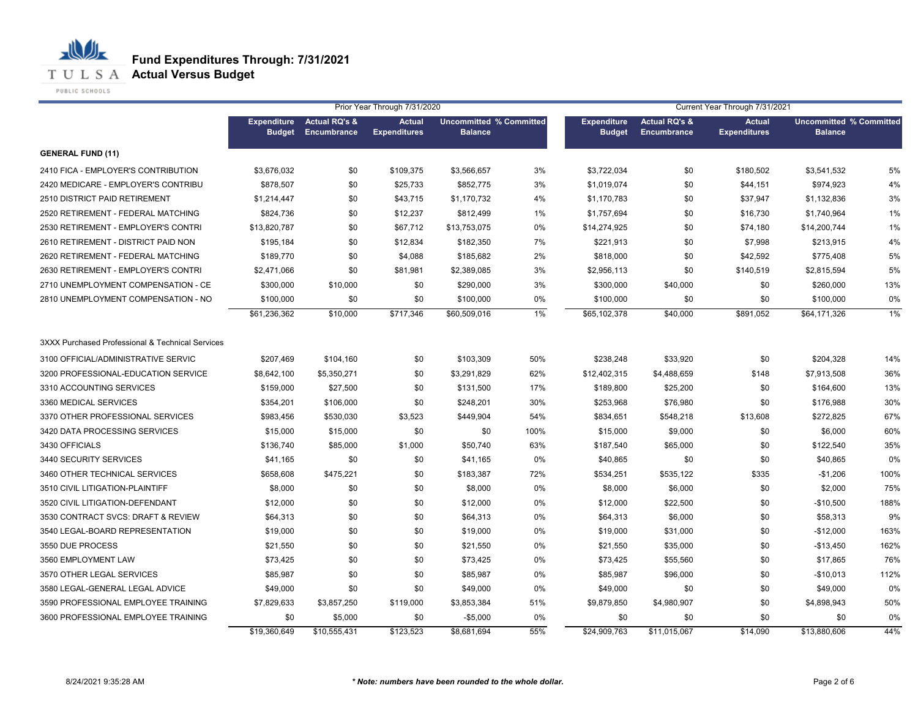# Fund Expenditures Through: 7/31/2021
## Actual Versus Budget

| | Prior Year Through 7/31/2020 | | | | | Current Year Through 7/31/2021 | | | | |
|---|---|---|---|---|---|---|---|---|---|---|
| | Expenditure Budget | Actual RQ's & Encumbrance | Actual Expenditures | Uncommitted Balance | % Committed | Expenditure Budget | Actual RQ's & Encumbrance | Actual Expenditures | Uncommitted Balance | % Committed |
| **GENERAL FUND (11)** | | | | | | | | | | |
| 2410 FICA - EMPLOYER'S CONTRIBUTION | $3,676,032 | $0 | $109,375 | $3,566,657 | 3% | $3,722,034 | $0 | $180,502 | $3,541,532 | 5% |
| 2420 MEDICARE - EMPLOYER'S CONTRIBU | $878,507 | $0 | $25,733 | $852,775 | 3% | $1,019,074 | $0 | $44,151 | $974,923 | 4% |
| 2510 DISTRICT PAID RETIREMENT | $1,214,447 | $0 | $43,715 | $1,170,732 | 4% | $1,170,783 | $0 | $37,947 | $1,132,836 | 3% |
| 2520 RETIREMENT - FEDERAL MATCHING | $824,736 | $0 | $12,237 | $812,499 | 1% | $1,757,694 | $0 | $16,730 | $1,740,964 | 1% |
| 2530 RETIREMENT - EMPLOYER'S CONTRI | $13,820,787 | $0 | $67,712 | $13,753,075 | 0% | $14,274,925 | $0 | $74,180 | $14,200,744 | 1% |
| 2610 RETIREMENT - DISTRICT PAID NON | $195,184 | $0 | $12,834 | $182,350 | 7% | $221,913 | $0 | $7,998 | $213,915 | 4% |
| 2620 RETIREMENT - FEDERAL MATCHING | $189,770 | $0 | $4,088 | $185,682 | 2% | $818,000 | $0 | $42,592 | $775,408 | 5% |
| 2630 RETIREMENT - EMPLOYER'S CONTRI | $2,471,066 | $0 | $81,981 | $2,389,085 | 3% | $2,956,113 | $0 | $140,519 | $2,815,594 | 5% |
| 2710 UNEMPLOYMENT COMPENSATION - CE | $300,000 | $10,000 | $0 | $290,000 | 3% | $300,000 | $40,000 | $0 | $260,000 | 13% |
| 2810 UNEMPLOYMENT COMPENSATION - NO | $100,000 | $0 | $0 | $100,000 | 0% | $100,000 | $0 | $0 | $100,000 | 0% |
| | $61,236,362 | $10,000 | $717,346 | $60,509,016 | 1% | $65,102,378 | $40,000 | $891,052 | $64,171,326 | 1% |
| 3XXX Purchased Professional & Technical Services | | | | | | | | | | |
| 3100 OFFICIAL/ADMINISTRATIVE SERVIC | $207,469 | $104,160 | $0 | $103,309 | 50% | $238,248 | $33,920 | $0 | $204,328 | 14% |
| 3200 PROFESSIONAL-EDUCATION SERVICE | $8,642,100 | $5,350,271 | $0 | $3,291,829 | 62% | $12,402,315 | $4,488,659 | $148 | $7,913,508 | 36% |
| 3310 ACCOUNTING SERVICES | $159,000 | $27,500 | $0 | $131,500 | 17% | $189,800 | $25,200 | $0 | $164,600 | 13% |
| 3360 MEDICAL SERVICES | $354,201 | $106,000 | $0 | $248,201 | 30% | $253,968 | $76,980 | $0 | $176,988 | 30% |
| 3370 OTHER PROFESSIONAL SERVICES | $983,456 | $530,030 | $3,523 | $449,904 | 54% | $834,651 | $548,218 | $13,608 | $272,825 | 67% |
| 3420 DATA PROCESSING SERVICES | $15,000 | $15,000 | $0 | $0 | 100% | $15,000 | $9,000 | $0 | $6,000 | 60% |
| 3430 OFFICIALS | $136,740 | $85,000 | $1,000 | $50,740 | 63% | $187,540 | $65,000 | $0 | $122,540 | 35% |
| 3440 SECURITY SERVICES | $41,165 | $0 | $0 | $41,165 | 0% | $40,865 | $0 | $0 | $40,865 | 0% |
| 3460 OTHER TECHNICAL SERVICES | $658,608 | $475,221 | $0 | $183,387 | 72% | $534,251 | $535,122 | $335 | -$1,206 | 100% |
| 3510 CIVIL LITIGATION-PLAINTIFF | $8,000 | $0 | $0 | $8,000 | 0% | $8,000 | $6,000 | $0 | $2,000 | 75% |
| 3520 CIVIL LITIGATION-DEFENDANT | $12,000 | $0 | $0 | $12,000 | 0% | $12,000 | $22,500 | $0 | -$10,500 | 188% |
| 3530 CONTRACT SVCS: DRAFT & REVIEW | $64,313 | $0 | $0 | $64,313 | 0% | $64,313 | $6,000 | $0 | $58,313 | 9% |
| 3540 LEGAL-BOARD REPRESENTATION | $19,000 | $0 | $0 | $19,000 | 0% | $19,000 | $31,000 | $0 | -$12,000 | 163% |
| 3550 DUE PROCESS | $21,550 | $0 | $0 | $21,550 | 0% | $21,550 | $35,000 | $0 | -$13,450 | 162% |
| 3560 EMPLOYMENT LAW | $73,425 | $0 | $0 | $73,425 | 0% | $73,425 | $55,560 | $0 | $17,865 | 76% |
| 3570 OTHER LEGAL SERVICES | $85,987 | $0 | $0 | $85,987 | 0% | $85,987 | $96,000 | $0 | -$10,013 | 112% |
| 3580 LEGAL-GENERAL LEGAL ADVICE | $49,000 | $0 | $0 | $49,000 | 0% | $49,000 | $0 | $0 | $49,000 | 0% |
| 3590 PROFESSIONAL EMPLOYEE TRAINING | $7,829,633 | $3,857,250 | $119,000 | $3,853,384 | 51% | $9,879,850 | $4,980,907 | $0 | $4,898,943 | 50% |
| 3600 PROFESSIONAL EMPLOYEE TRAINING | $0 | $5,000 | $0 | -$5,000 | 0% | $0 | $0 | $0 | $0 | 0% |
| | $19,360,649 | $10,555,431 | $123,523 | $8,681,694 | 55% | $24,909,763 | $11,015,067 | $14,090 | $13,880,606 | 44% |

8/24/2021 9:35:28 AM

*** Note: numbers have been rounded to the whole dollar.**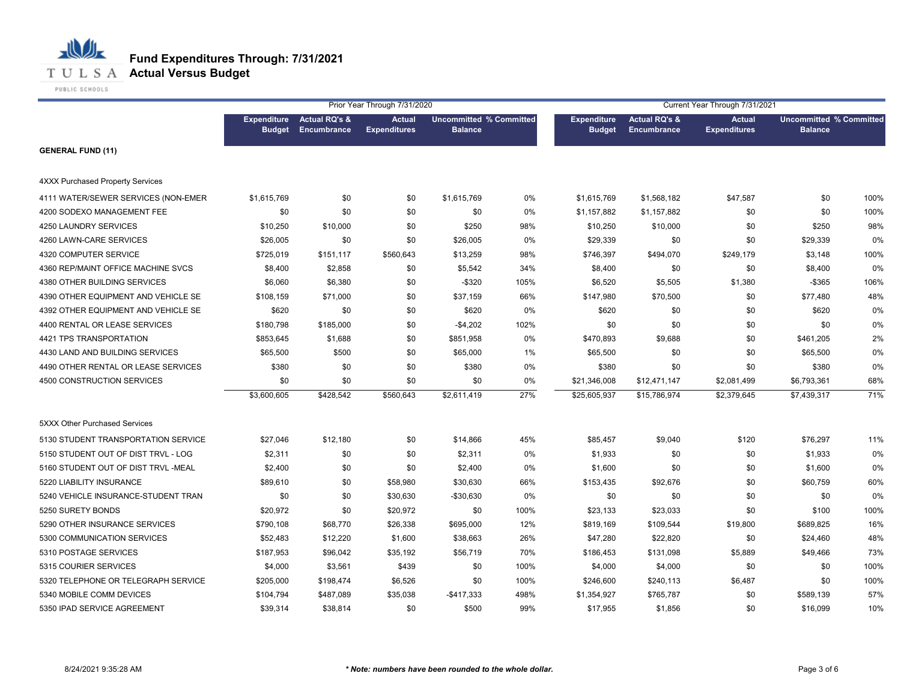# Fund Expenditures Through: 7/31/2021

## Actual Versus Budget

| | Prior Year Through 7/31/2020 | | | | | Current Year Through 7/31/2021 | | | | |
|---|---|---|---|---|---|---|---|---|---|---|
| | Expenditure Budget | Actual RQ's & Encumbrance | Actual Expenditures | Uncommitted Balance | % Committed | Expenditure Budget | Actual RQ's & Encumbrance | Actual Expenditures | Uncommitted Balance | % Committed |
| **GENERAL FUND (11)** | | | | | | | | | | |
| 4XXX Purchased Property Services | | | | | | | | | | |
| 4111 WATER/SEWER SERVICES (NON-EMER | $1,615,769 | $0 | $0 | $1,615,769 | 0% | $1,615,769 | $1,568,182 | $47,587 | $0 | 100% |
| 4200 SODEXO MANAGEMENT FEE | $0 | $0 | $0 | $0 | 0% | $1,157,882 | $1,157,882 | $0 | $0 | 100% |
| 4250 LAUNDRY SERVICES | $10,250 | $10,000 | $0 | $250 | 98% | $10,250 | $10,000 | $0 | $250 | 98% |
| 4260 LAWN-CARE SERVICES | $26,005 | $0 | $0 | $26,005 | 0% | $29,339 | $0 | $0 | $29,339 | 0% |
| 4320 COMPUTER SERVICE | $725,019 | $151,117 | $560,643 | $13,259 | 98% | $746,397 | $494,070 | $249,179 | $3,148 | 100% |
| 4360 REP/MAINT OFFICE MACHINE SVCS | $8,400 | $2,858 | $0 | $5,542 | 34% | $8,400 | $0 | $0 | $8,400 | 0% |
| 4380 OTHER BUILDING SERVICES | $6,060 | $6,380 | $0 | -$320 | 105% | $6,520 | $5,505 | $1,380 | -$365 | 106% |
| 4390 OTHER EQUIPMENT AND VEHICLE SE | $108,159 | $71,000 | $0 | $37,159 | 66% | $147,980 | $70,500 | $0 | $77,480 | 48% |
| 4392 OTHER EQUIPMENT AND VEHICLE SE | $620 | $0 | $0 | $620 | 0% | $620 | $0 | $0 | $620 | 0% |
| 4400 RENTAL OR LEASE SERVICES | $180,798 | $185,000 | $0 | -$4,202 | 102% | $0 | $0 | $0 | $0 | 0% |
| 4421 TPS TRANSPORTATION | $853,645 | $1,688 | $0 | $851,958 | 0% | $470,893 | $9,688 | $0 | $461,205 | 2% |
| 4430 LAND AND BUILDING SERVICES | $65,500 | $500 | $0 | $65,000 | 1% | $65,500 | $0 | $0 | $65,500 | 0% |
| 4490 OTHER RENTAL OR LEASE SERVICES | $380 | $0 | $0 | $380 | 0% | $380 | $0 | $0 | $380 | 0% |
| 4500 CONSTRUCTION SERVICES | $0 | $0 | $0 | $0 | 0% | $21,346,008 | $12,471,147 | $2,081,499 | $6,793,361 | 68% |
| | $3,600,605 | $428,542 | $560,643 | $2,611,419 | 27% | $25,605,937 | $15,786,974 | $2,379,645 | $7,439,317 | 71% |
| 5XXX Other Purchased Services | | | | | | | | | | |
| 5130 STUDENT TRANSPORTATION SERVICE | $27,046 | $12,180 | $0 | $14,866 | 45% | $85,457 | $9,040 | $120 | $76,297 | 11% |
| 5150 STUDENT OUT OF DIST TRVL - LOG | $2,311 | $0 | $0 | $2,311 | 0% | $1,933 | $0 | $0 | $1,933 | 0% |
| 5160 STUDENT OUT OF DIST TRVL -MEAL | $2,400 | $0 | $0 | $2,400 | 0% | $1,600 | $0 | $0 | $1,600 | 0% |
| 5220 LIABILITY INSURANCE | $89,610 | $0 | $58,980 | $30,630 | 66% | $153,435 | $92,676 | $0 | $60,759 | 60% |
| 5240 VEHICLE INSURANCE-STUDENT TRAN | $0 | $0 | $30,630 | -$30,630 | 0% | $0 | $0 | $0 | $0 | 0% |
| 5250 SURETY BONDS | $20,972 | $0 | $20,972 | $0 | 100% | $23,133 | $23,033 | $0 | $100 | 100% |
| 5290 OTHER INSURANCE SERVICES | $790,108 | $68,770 | $26,338 | $695,000 | 12% | $819,169 | $109,544 | $19,800 | $689,825 | 16% |
| 5300 COMMUNICATION SERVICES | $52,483 | $12,220 | $1,600 | $38,663 | 26% | $47,280 | $22,820 | $0 | $24,460 | 48% |
| 5310 POSTAGE SERVICES | $187,953 | $96,042 | $35,192 | $56,719 | 70% | $186,453 | $131,098 | $5,889 | $49,466 | 73% |
| 5315 COURIER SERVICES | $4,000 | $3,561 | $439 | $0 | 100% | $4,000 | $4,000 | $0 | $0 | 100% |
| 5320 TELEPHONE OR TELEGRAPH SERVICE | $205,000 | $198,474 | $6,526 | $0 | 100% | $246,600 | $240,113 | $6,487 | $0 | 100% |
| 5340 MOBILE COMM DEVICES | $104,794 | $487,089 | $35,038 | -$417,333 | 498% | $1,354,927 | $765,787 | $0 | $589,139 | 57% |
| 5350 IPAD SERVICE AGREEMENT | $39,314 | $38,814 | $0 | $500 | 99% | $17,955 | $1,856 | $0 | $16,099 | 10% |

8/24/2021 9:35:28 AM

*** Note: numbers have been rounded to the whole dollar.***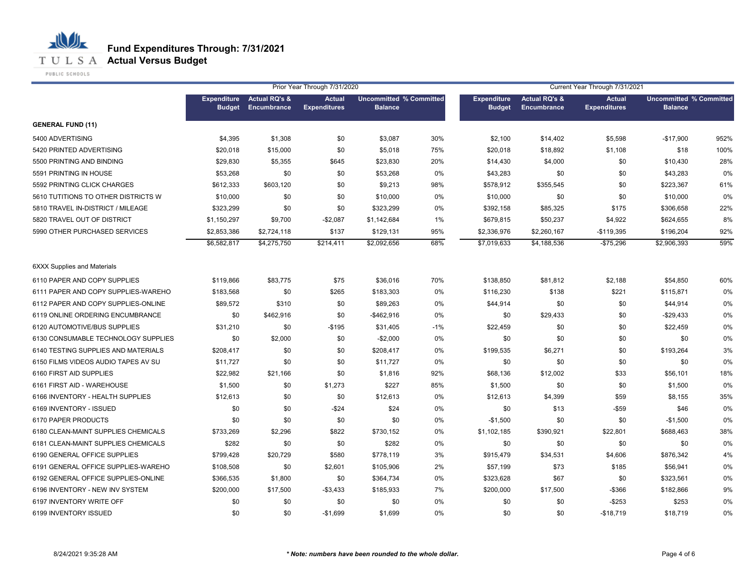# Fund Expenditures Through: 7/31/2021
## Actual Versus Budget

| | Prior Year Through 7/31/2020 | | | | | Current Year Through 7/31/2021 | | | | |
|---|---|---|---|---|---|---|---|---|---|---|
| | Expenditure Budget | Actual RQ's & Encumbrance | Actual Expenditures | Uncommitted Balance | % Committed | Expenditure Budget | Actual RQ's & Encumbrance | Actual Expenditures | Uncommitted Balance | % Committed |
| **GENERAL FUND (11)** | | | | | | | | | | |
| 5400 ADVERTISING | $4,395 | $1,308 | $0 | $3,087 | 30% | $2,100 | $14,402 | $5,598 | -$17,900 | 952% |
| 5420 PRINTED ADVERTISING | $20,018 | $15,000 | $0 | $5,018 | 75% | $20,018 | $18,892 | $1,108 | $18 | 100% |
| 5500 PRINTING AND BINDING | $29,830 | $5,355 | $645 | $23,830 | 20% | $14,430 | $4,000 | $0 | $10,430 | 28% |
| 5591 PRINTING IN HOUSE | $53,268 | $0 | $0 | $53,268 | 0% | $43,283 | $0 | $0 | $43,283 | 0% |
| 5592 PRINTING CLICK CHARGES | $612,333 | $603,120 | $0 | $9,213 | 98% | $578,912 | $355,545 | $0 | $223,367 | 61% |
| 5610 TUTITIONS TO OTHER DISTRICTS W | $10,000 | $0 | $0 | $10,000 | 0% | $10,000 | $0 | $0 | $10,000 | 0% |
| 5810 TRAVEL IN-DISTRICT / MILEAGE | $323,299 | $0 | $0 | $323,299 | 0% | $392,158 | $85,325 | $175 | $306,658 | 22% |
| 5820 TRAVEL OUT OF DISTRICT | $1,150,297 | $9,700 | -$2,087 | $1,142,684 | 1% | $679,815 | $50,237 | $4,922 | $624,655 | 8% |
| 5990 OTHER PURCHASED SERVICES | $2,853,386 | $2,724,118 | $137 | $129,131 | 95% | $2,336,976 | $2,260,167 | -$119,395 | $196,204 | 92% |
| | $6,582,817 | $4,275,750 | $214,411 | $2,092,656 | 68% | $7,019,633 | $4,188,536 | -$75,296 | $2,906,393 | 59% |
| 6XXX Supplies and Materials | | | | | | | | | | |
| 6110 PAPER AND COPY SUPPLIES | $119,866 | $83,775 | $75 | $36,016 | 70% | $138,850 | $81,812 | $2,188 | $54,850 | 60% |
| 6111 PAPER AND COPY SUPPLIES-WAREHO | $183,568 | $0 | $265 | $183,303 | 0% | $116,230 | $138 | $221 | $115,871 | 0% |
| 6112 PAPER AND COPY SUPPLIES-ONLINE | $89,572 | $310 | $0 | $89,263 | 0% | $44,914 | $0 | $0 | $44,914 | 0% |
| 6119 ONLINE ORDERING ENCUMBRANCE | $0 | $462,916 | $0 | -$462,916 | 0% | $0 | $29,433 | $0 | -$29,433 | 0% |
| 6120 AUTOMOTIVE/BUS SUPPLIES | $31,210 | $0 | -$195 | $31,405 | -1% | $22,459 | $0 | $0 | $22,459 | 0% |
| 6130 CONSUMABLE TECHNOLOGY SUPPLIES | $0 | $2,000 | $0 | -$2,000 | 0% | $0 | $0 | $0 | $0 | 0% |
| 6140 TESTING SUPPLIES AND MATERIALS | $208,417 | $0 | $0 | $208,417 | 0% | $199,535 | $6,271 | $0 | $193,264 | 3% |
| 6150 FILMS VIDEOS AUDIO TAPES AV SU | $11,727 | $0 | $0 | $11,727 | 0% | $0 | $0 | $0 | $0 | 0% |
| 6160 FIRST AID SUPPLIES | $22,982 | $21,166 | $0 | $1,816 | 92% | $68,136 | $12,002 | $33 | $56,101 | 18% |
| 6161 FIRST AID - WAREHOUSE | $1,500 | $0 | $1,273 | $227 | 85% | $1,500 | $0 | $0 | $1,500 | 0% |
| 6166 INVENTORY - HEALTH SUPPLIES | $12,613 | $0 | $0 | $12,613 | 0% | $12,613 | $4,399 | $59 | $8,155 | 35% |
| 6169 INVENTORY - ISSUED | $0 | $0 | -$24 | $24 | 0% | $0 | $13 | -$59 | $46 | 0% |
| 6170 PAPER PRODUCTS | $0 | $0 | $0 | $0 | 0% | -$1,500 | $0 | $0 | -$1,500 | 0% |
| 6180 CLEAN-MAINT SUPPLIES CHEMICALS | $733,269 | $2,296 | $822 | $730,152 | 0% | $1,102,185 | $390,921 | $22,801 | $688,463 | 38% |
| 6181 CLEAN-MAINT SUPPLIES CHEMICALS | $282 | $0 | $0 | $282 | 0% | $0 | $0 | $0 | $0 | 0% |
| 6190 GENERAL OFFICE SUPPLIES | $799,428 | $20,729 | $580 | $778,119 | 3% | $915,479 | $34,531 | $4,606 | $876,342 | 4% |
| 6191 GENERAL OFFICE SUPPLIES-WAREHO | $108,508 | $0 | $2,601 | $105,906 | 2% | $57,199 | $73 | $185 | $56,941 | 0% |
| 6192 GENERAL OFFICE SUPPLIES-ONLINE | $366,535 | $1,800 | $0 | $364,734 | 0% | $323,628 | $67 | $0 | $323,561 | 0% |
| 6196 INVENTORY - NEW INV SYSTEM | $200,000 | $17,500 | -$3,433 | $185,933 | 7% | $200,000 | $17,500 | -$366 | $182,866 | 9% |
| 6197 INVENTORY WRITE OFF | $0 | $0 | $0 | $0 | 0% | $0 | $0 | -$253 | $253 | 0% |
| 6199 INVENTORY ISSUED | $0 | $0 | -$1,699 | $1,699 | 0% | $0 | $0 | -$18,719 | $18,719 | 0% |

8/24/2021 9:35:28 AM

*** Note: numbers have been rounded to the whole dollar.***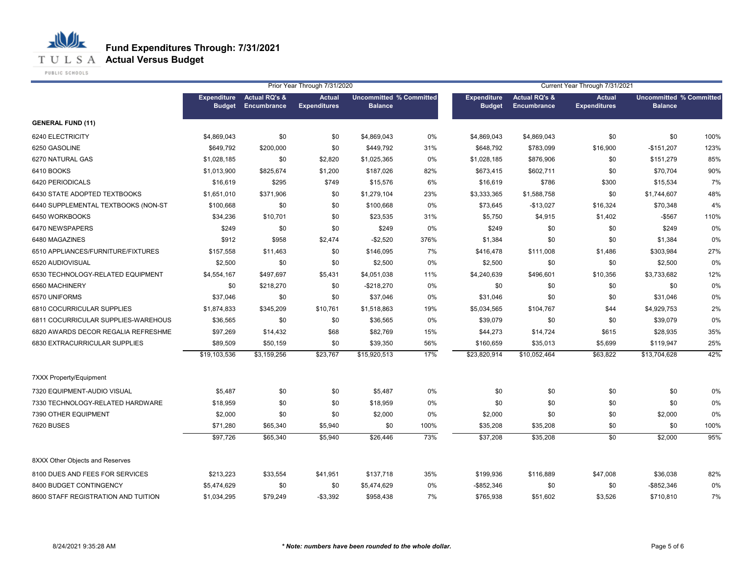# Fund Expenditures Through: 7/31/2021
## Actual Versus Budget

| | Prior Year Through 7/31/2020 | | | | | Current Year Through 7/31/2021 | | | | |
|---|---|---|---|---|---|---|---|---|---|---|
| | Expenditure Budget | Actual RQ's & Encumbrance | Actual Expenditures | Uncommitted Balance | % Committed | Expenditure Budget | Actual RQ's & Encumbrance | Actual Expenditures | Uncommitted Balance | % Committed |
| **GENERAL FUND (11)** | | | | | | | | | | |
| 6240 ELECTRICITY | $4,869,043 | $0 | $0 | $4,869,043 | 0% | $4,869,043 | $4,869,043 | $0 | $0 | 100% |
| 6250 GASOLINE | $649,792 | $200,000 | $0 | $449,792 | 31% | $648,792 | $783,099 | $16,900 | -$151,207 | 123% |
| 6270 NATURAL GAS | $1,028,185 | $0 | $2,820 | $1,025,365 | 0% | $1,028,185 | $876,906 | $0 | $151,279 | 85% |
| 6410 BOOKS | $1,013,900 | $825,674 | $1,200 | $187,026 | 82% | $673,415 | $602,711 | $0 | $70,704 | 90% |
| 6420 PERIODICALS | $16,619 | $295 | $749 | $15,576 | 6% | $16,619 | $786 | $300 | $15,534 | 7% |
| 6430 STATE ADOPTED TEXTBOOKS | $1,651,010 | $371,906 | $0 | $1,279,104 | 23% | $3,333,365 | $1,588,758 | $0 | $1,744,607 | 48% |
| 6440 SUPPLEMENTAL TEXTBOOKS (NON-ST | $100,668 | $0 | $0 | $100,668 | 0% | $73,645 | -$13,027 | $16,324 | $70,348 | 4% |
| 6450 WORKBOOKS | $34,236 | $10,701 | $0 | $23,535 | 31% | $5,750 | $4,915 | $1,402 | -$567 | 110% |
| 6470 NEWSPAPERS | $249 | $0 | $0 | $249 | 0% | $249 | $0 | $0 | $249 | 0% |
| 6480 MAGAZINES | $912 | $958 | $2,474 | -$2,520 | 376% | $1,384 | $0 | $0 | $1,384 | 0% |
| 6510 APPLIANCES/FURNITURE/FIXTURES | $157,558 | $11,463 | $0 | $146,095 | 7% | $416,478 | $111,008 | $1,486 | $303,984 | 27% |
| 6520 AUDIOVISUAL | $2,500 | $0 | $0 | $2,500 | 0% | $2,500 | $0 | $0 | $2,500 | 0% |
| 6530 TECHNOLOGY-RELATED EQUIPMENT | $4,554,167 | $497,697 | $5,431 | $4,051,038 | 11% | $4,240,639 | $496,601 | $10,356 | $3,733,682 | 12% |
| 6560 MACHINERY | $0 | $218,270 | $0 | -$218,270 | 0% | $0 | $0 | $0 | $0 | 0% |
| 6570 UNIFORMS | $37,046 | $0 | $0 | $37,046 | 0% | $31,046 | $0 | $0 | $31,046 | 0% |
| 6810 COCURRICULAR SUPPLIES | $1,874,833 | $345,209 | $10,761 | $1,518,863 | 19% | $5,034,565 | $104,767 | $44 | $4,929,753 | 2% |
| 6811 COCURRICULAR SUPPLIES-WAREHOUS | $36,565 | $0 | $0 | $36,565 | 0% | $39,079 | $0 | $0 | $39,079 | 0% |
| 6820 AWARDS DECOR REGALIA REFRESHME | $97,269 | $14,432 | $68 | $82,769 | 15% | $44,273 | $14,724 | $615 | $28,935 | 35% |
| 6830 EXTRACURRICULAR SUPPLIES | $89,509 | $50,159 | $0 | $39,350 | 56% | $160,659 | $35,013 | $5,699 | $119,947 | 25% |
| | $19,103,536 | $3,159,256 | $23,767 | $15,920,513 | 17% | $23,820,914 | $10,052,464 | $63,822 | $13,704,628 | 42% |
| 7XXX Property/Equipment | | | | | | | | | | |
| 7320 EQUIPMENT-AUDIO VISUAL | $5,487 | $0 | $0 | $5,487 | 0% | $0 | $0 | $0 | $0 | 0% |
| 7330 TECHNOLOGY-RELATED HARDWARE | $18,959 | $0 | $0 | $18,959 | 0% | $0 | $0 | $0 | $0 | 0% |
| 7390 OTHER EQUIPMENT | $2,000 | $0 | $0 | $2,000 | 0% | $2,000 | $0 | $0 | $2,000 | 0% |
| 7620 BUSES | $71,280 | $65,340 | $5,940 | $0 | 100% | $35,208 | $35,208 | $0 | $0 | 100% |
| | $97,726 | $65,340 | $5,940 | $26,446 | 73% | $37,208 | $35,208 | $0 | $2,000 | 95% |
| 8XXX Other Objects and Reserves | | | | | | | | | | |
| 8100 DUES AND FEES FOR SERVICES | $213,223 | $33,554 | $41,951 | $137,718 | 35% | $199,936 | $116,889 | $47,008 | $36,038 | 82% |
| 8400 BUDGET CONTINGENCY | $5,474,629 | $0 | $0 | $5,474,629 | 0% | -$852,346 | $0 | $0 | -$852,346 | 0% |
| 8600 STAFF REGISTRATION AND TUITION | $1,034,295 | $79,249 | -$3,392 | $958,438 | 7% | $765,938 | $51,602 | $3,526 | $710,810 | 7% |

8/24/2021 9:35:28 AM

*** Note: numbers have been rounded to the whole dollar.***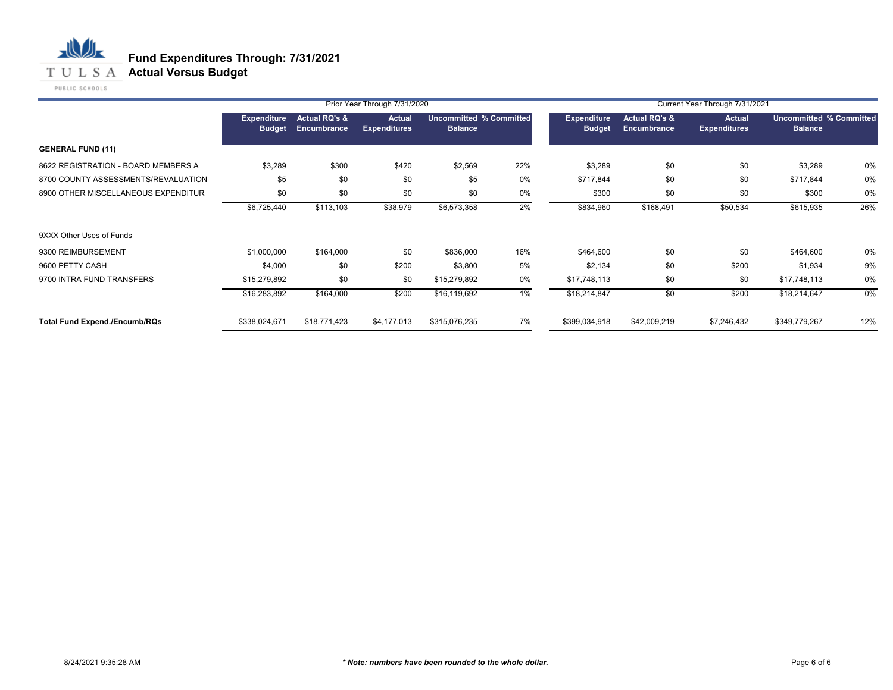# Fund Expenditures Through: 7/31/2021
## Actual Versus Budget

| | Prior Year Through 7/31/2020 | | | | | Current Year Through 7/31/2021 | | | | |
|---|---|---|---|---|---|---|---|---|---|---|
| | Expenditure Budget | Actual RQ's & Encumbrance | Actual Expenditures | Uncommitted Balance | % Committed | Expenditure Budget | Actual RQ's & Encumbrance | Actual Expenditures | Uncommitted Balance | % Committed |
| **GENERAL FUND (11)** | | | | | | | | | | |
| 8622 REGISTRATION - BOARD MEMBERS A | $3,289 | $300 | $420 | $2,569 | 22% | $3,289 | $0 | $0 | $3,289 | 0% |
| 8700 COUNTY ASSESSMENTS/REVALUATION | $5 | $0 | $0 | $5 | 0% | $717,844 | $0 | $0 | $717,844 | 0% |
| 8900 OTHER MISCELLANEOUS EXPENDITUR | $0 | $0 | $0 | $0 | 0% | $300 | $0 | $0 | $300 | 0% |
| | $6,725,440 | $113,103 | $38,979 | $6,573,358 | 2% | $834,960 | $168,491 | $50,534 | $615,935 | 26% |
| 9XXX Other Uses of Funds | | | | | | | | | | |
| 9300 REIMBURSEMENT | $1,000,000 | $164,000 | $0 | $836,000 | 16% | $464,600 | $0 | $0 | $464,600 | 0% |
| 9600 PETTY CASH | $4,000 | $0 | $200 | $3,800 | 5% | $2,134 | $0 | $200 | $1,934 | 9% |
| 9700 INTRA FUND TRANSFERS | $15,279,892 | $0 | $0 | $15,279,892 | 0% | $17,748,113 | $0 | $0 | $17,748,113 | 0% |
| | $16,283,892 | $164,000 | $200 | $16,119,692 | 1% | $18,214,847 | $0 | $200 | $18,214,647 | 0% |
| **Total Fund Expend./Encumb/RQs** | $338,024,671 | $18,771,423 | $4,177,013 | $315,076,235 | 7% | $399,034,918 | $42,009,219 | $7,246,432 | $349,779,267 | 12% |

8/24/2021 9:35:28 AM

***\* Note: numbers have been rounded to the whole dollar.***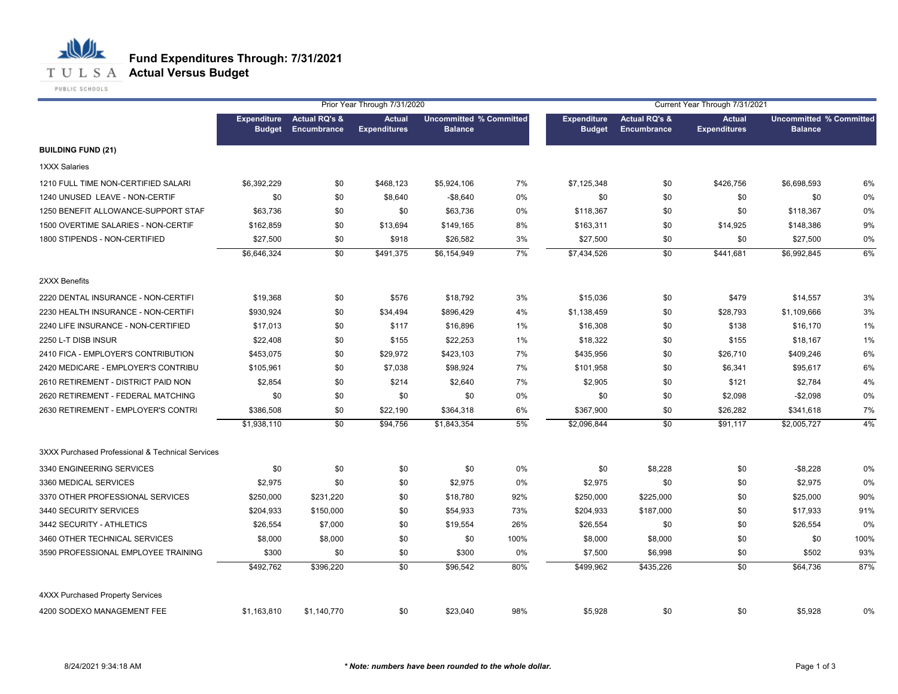# Fund Expenditures Through: 7/31/2021
## Actual Versus Budget

| | Prior Year Through 7/31/2020 | | | | | Current Year Through 7/31/2021 | | | | |
|---|---|---|---|---|---|---|---|---|---|---|
| | Expenditure Budget | Actual RQ's & Encumbrance | Actual Expenditures | Uncommitted Balance | % Committed | Expenditure Budget | Actual RQ's & Encumbrance | Actual Expenditures | Uncommitted Balance | % Committed |
| **BUILDING FUND (21)** | | | | | | | | | | |
| 1XXX Salaries | | | | | | | | | | |
| 1210 FULL TIME NON-CERTIFIED SALARI | $6,392,229 | $0 | $468,123 | $5,924,106 | 7% | $7,125,348 | $0 | $426,756 | $6,698,593 | 6% |
| 1240 UNUSED LEAVE - NON-CERTIF | $0 | $0 | $8,640 | -$8,640 | 0% | $0 | $0 | $0 | $0 | 0% |
| 1250 BENEFIT ALLOWANCE-SUPPORT STAF | $63,736 | $0 | $0 | $63,736 | 0% | $118,367 | $0 | $0 | $118,367 | 0% |
| 1500 OVERTIME SALARIES - NON-CERTIF | $162,859 | $0 | $13,694 | $149,165 | 8% | $163,311 | $0 | $14,925 | $148,386 | 9% |
| 1800 STIPENDS - NON-CERTIFIED | $27,500 | $0 | $918 | $26,582 | 3% | $27,500 | $0 | $0 | $27,500 | 0% |
| | $6,646,324 | $0 | $491,375 | $6,154,949 | 7% | $7,434,526 | $0 | $441,681 | $6,992,845 | 6% |
| 2XXX Benefits | | | | | | | | | | |
| 2220 DENTAL INSURANCE - NON-CERTIFI | $19,368 | $0 | $576 | $18,792 | 3% | $15,036 | $0 | $479 | $14,557 | 3% |
| 2230 HEALTH INSURANCE - NON-CERTIFI | $930,924 | $0 | $34,494 | $896,429 | 4% | $1,138,459 | $0 | $28,793 | $1,109,666 | 3% |
| 2240 LIFE INSURANCE - NON-CERTIFIED | $17,013 | $0 | $117 | $16,896 | 1% | $16,308 | $0 | $138 | $16,170 | 1% |
| 2250 L-T DISB INSUR | $22,408 | $0 | $155 | $22,253 | 1% | $18,322 | $0 | $155 | $18,167 | 1% |
| 2410 FICA - EMPLOYER'S CONTRIBUTION | $453,075 | $0 | $29,972 | $423,103 | 7% | $435,956 | $0 | $26,710 | $409,246 | 6% |
| 2420 MEDICARE - EMPLOYER'S CONTRIBU | $105,961 | $0 | $7,038 | $98,924 | 7% | $101,958 | $0 | $6,341 | $95,617 | 6% |
| 2610 RETIREMENT - DISTRICT PAID NON | $2,854 | $0 | $214 | $2,640 | 7% | $2,905 | $0 | $121 | $2,784 | 4% |
| 2620 RETIREMENT - FEDERAL MATCHING | $0 | $0 | $0 | $0 | 0% | $0 | $0 | $2,098 | -$2,098 | 0% |
| 2630 RETIREMENT - EMPLOYER'S CONTRI | $386,508 | $0 | $22,190 | $364,318 | 6% | $367,900 | $0 | $26,282 | $341,618 | 7% |
| | $1,938,110 | $0 | $94,756 | $1,843,354 | 5% | $2,096,844 | $0 | $91,117 | $2,005,727 | 4% |
| 3XXX Purchased Professional & Technical Services | | | | | | | | | | |
| 3340 ENGINEERING SERVICES | $0 | $0 | $0 | $0 | 0% | $0 | $8,228 | $0 | -$8,228 | 0% |
| 3360 MEDICAL SERVICES | $2,975 | $0 | $0 | $2,975 | 0% | $2,975 | $0 | $0 | $2,975 | 0% |
| 3370 OTHER PROFESSIONAL SERVICES | $250,000 | $231,220 | $0 | $18,780 | 92% | $250,000 | $225,000 | $0 | $25,000 | 90% |
| 3440 SECURITY SERVICES | $204,933 | $150,000 | $0 | $54,933 | 73% | $204,933 | $187,000 | $0 | $17,933 | 91% |
| 3442 SECURITY - ATHLETICS | $26,554 | $7,000 | $0 | $19,554 | 26% | $26,554 | $0 | $0 | $26,554 | 0% |
| 3460 OTHER TECHNICAL SERVICES | $8,000 | $8,000 | $0 | $0 | 100% | $8,000 | $8,000 | $0 | $0 | 100% |
| 3590 PROFESSIONAL EMPLOYEE TRAINING | $300 | $0 | $0 | $300 | 0% | $7,500 | $6,998 | $0 | $502 | 93% |
| | $492,762 | $396,220 | $0 | $96,542 | 80% | $499,962 | $435,226 | $0 | $64,736 | 87% |
| 4XXX Purchased Property Services | | | | | | | | | | |
| 4200 SODEXO MANAGEMENT FEE | $1,163,810 | $1,140,770 | $0 | $23,040 | 98% | $5,928 | $0 | $0 | $5,928 | 0% |

8/24/2021 9:34:18 AM

*** Note: numbers have been rounded to the whole dollar.***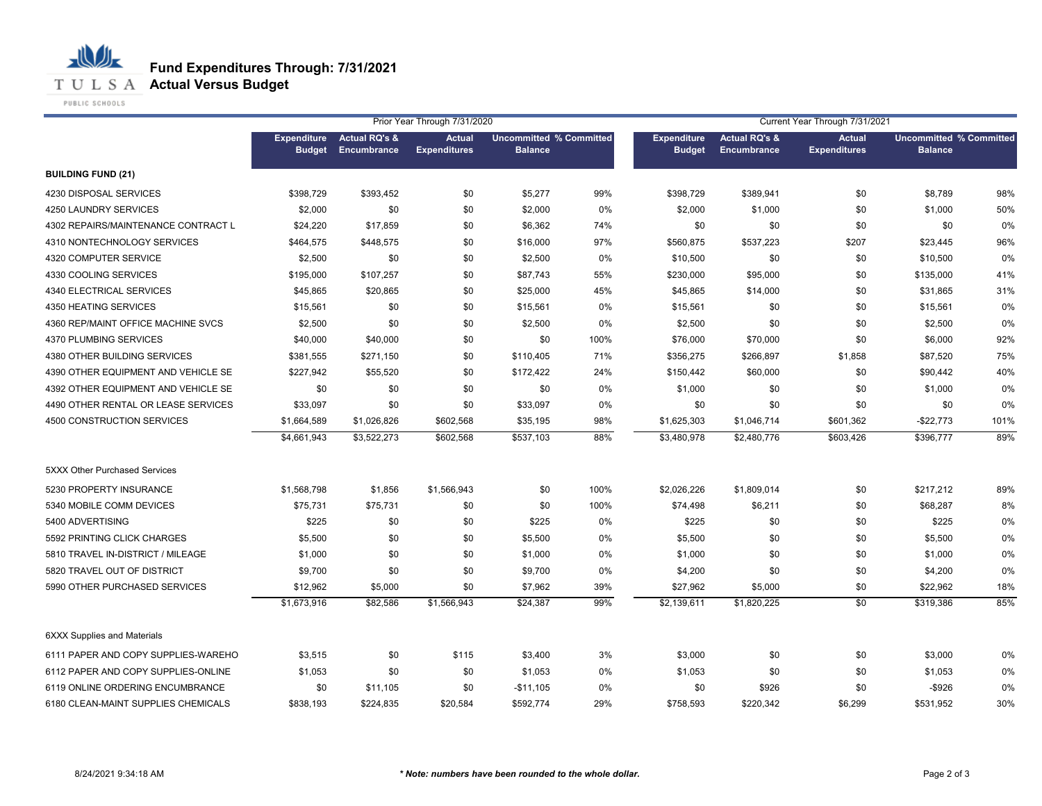# Fund Expenditures Through: 7/31/2021
## Actual Versus Budget

| | Prior Year Through 7/31/2020 | | | | | Current Year Through 7/31/2021 | | | | |
|---|---|---|---|---|---|---|---|---|---|---|
| | Expenditure Budget | Actual RQ's & Encumbrance | Actual Expenditures | Uncommitted Balance | % Committed | Expenditure Budget | Actual RQ's & Encumbrance | Actual Expenditures | Uncommitted Balance | % Committed |
| **BUILDING FUND (21)** | | | | | | | | | | |
| 4230 DISPOSAL SERVICES | $398,729 | $393,452 | $0 | $5,277 | 99% | $398,729 | $389,941 | $0 | $8,789 | 98% |
| 4250 LAUNDRY SERVICES | $2,000 | $0 | $0 | $2,000 | 0% | $2,000 | $1,000 | $0 | $1,000 | 50% |
| 4302 REPAIRS/MAINTENANCE CONTRACT L | $24,220 | $17,859 | $0 | $6,362 | 74% | $0 | $0 | $0 | $0 | 0% |
| 4310 NONTECHNOLOGY SERVICES | $464,575 | $448,575 | $0 | $16,000 | 97% | $560,875 | $537,223 | $207 | $23,445 | 96% |
| 4320 COMPUTER SERVICE | $2,500 | $0 | $0 | $2,500 | 0% | $10,500 | $0 | $0 | $10,500 | 0% |
| 4330 COOLING SERVICES | $195,000 | $107,257 | $0 | $87,743 | 55% | $230,000 | $95,000 | $0 | $135,000 | 41% |
| 4340 ELECTRICAL SERVICES | $45,865 | $20,865 | $0 | $25,000 | 45% | $45,865 | $14,000 | $0 | $31,865 | 31% |
| 4350 HEATING SERVICES | $15,561 | $0 | $0 | $15,561 | 0% | $15,561 | $0 | $0 | $15,561 | 0% |
| 4360 REP/MAINT OFFICE MACHINE SVCS | $2,500 | $0 | $0 | $2,500 | 0% | $2,500 | $0 | $0 | $2,500 | 0% |
| 4370 PLUMBING SERVICES | $40,000 | $40,000 | $0 | $0 | 100% | $76,000 | $70,000 | $0 | $6,000 | 92% |
| 4380 OTHER BUILDING SERVICES | $381,555 | $271,150 | $0 | $110,405 | 71% | $356,275 | $266,897 | $1,858 | $87,520 | 75% |
| 4390 OTHER EQUIPMENT AND VEHICLE SE | $227,942 | $55,520 | $0 | $172,422 | 24% | $150,442 | $60,000 | $0 | $90,442 | 40% |
| 4392 OTHER EQUIPMENT AND VEHICLE SE | $0 | $0 | $0 | $0 | 0% | $1,000 | $0 | $0 | $1,000 | 0% |
| 4490 OTHER RENTAL OR LEASE SERVICES | $33,097 | $0 | $0 | $33,097 | 0% | $0 | $0 | $0 | $0 | 0% |
| 4500 CONSTRUCTION SERVICES | $1,664,589 | $1,026,826 | $602,568 | $35,195 | 98% | $1,625,303 | $1,046,714 | $601,362 | -$22,773 | 101% |
| | $4,661,943 | $3,522,273 | $602,568 | $537,103 | 88% | $3,480,978 | $2,480,776 | $603,426 | $396,777 | 89% |
| 5XXX Other Purchased Services | | | | | | | | | | |
| 5230 PROPERTY INSURANCE | $1,568,798 | $1,856 | $1,566,943 | $0 | 100% | $2,026,226 | $1,809,014 | $0 | $217,212 | 89% |
| 5340 MOBILE COMM DEVICES | $75,731 | $75,731 | $0 | $0 | 100% | $74,498 | $6,211 | $0 | $68,287 | 8% |
| 5400 ADVERTISING | $225 | $0 | $0 | $225 | 0% | $225 | $0 | $0 | $225 | 0% |
| 5592 PRINTING CLICK CHARGES | $5,500 | $0 | $0 | $5,500 | 0% | $5,500 | $0 | $0 | $5,500 | 0% |
| 5810 TRAVEL IN-DISTRICT / MILEAGE | $1,000 | $0 | $0 | $1,000 | 0% | $1,000 | $0 | $0 | $1,000 | 0% |
| 5820 TRAVEL OUT OF DISTRICT | $9,700 | $0 | $0 | $9,700 | 0% | $4,200 | $0 | $0 | $4,200 | 0% |
| 5990 OTHER PURCHASED SERVICES | $12,962 | $5,000 | $0 | $7,962 | 39% | $27,962 | $5,000 | $0 | $22,962 | 18% |
| | $1,673,916 | $82,586 | $1,566,943 | $24,387 | 99% | $2,139,611 | $1,820,225 | $0 | $319,386 | 85% |
| 6XXX Supplies and Materials | | | | | | | | | | |
| 6111 PAPER AND COPY SUPPLIES-WAREHO | $3,515 | $0 | $115 | $3,400 | 3% | $3,000 | $0 | $0 | $3,000 | 0% |
| 6112 PAPER AND COPY SUPPLIES-ONLINE | $1,053 | $0 | $0 | $1,053 | 0% | $1,053 | $0 | $0 | $1,053 | 0% |
| 6119 ONLINE ORDERING ENCUMBRANCE | $0 | $11,105 | $0 | -$11,105 | 0% | $0 | $926 | $0 | -$926 | 0% |
| 6180 CLEAN-MAINT SUPPLIES CHEMICALS | $838,193 | $224,835 | $20,584 | $592,774 | 29% | $758,593 | $220,342 | $6,299 | $531,952 | 30% |

8/24/2021 9:34:18 AM

***Note: numbers have been rounded to the whole dollar.***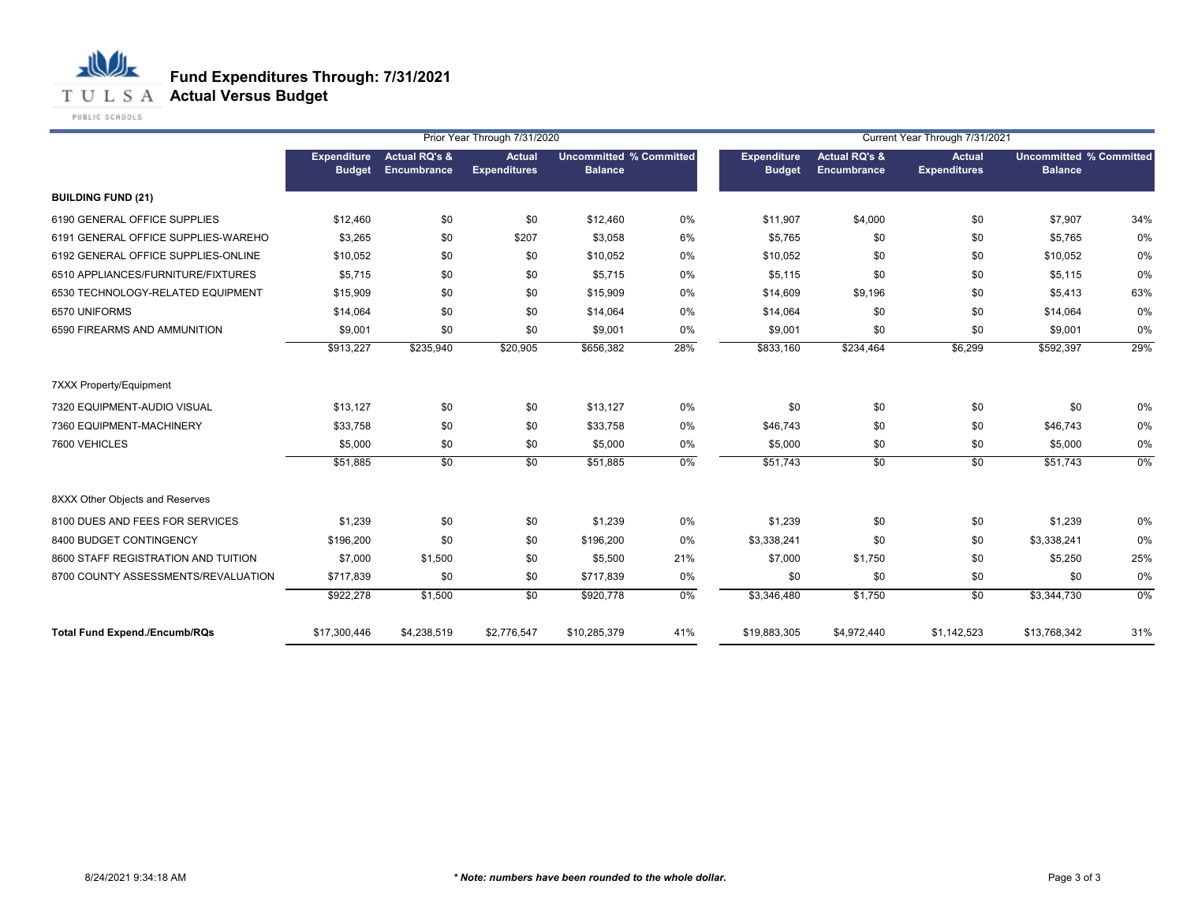# Fund Expenditures Through: 7/31/2021
## Actual Versus Budget

| | Prior Year Through 7/31/2020 | | | | | Current Year Through 7/31/2021 | | | | |
|---|---|---|---|---|---|---|---|---|---|---|
| | Expenditure Budget | Actual RQ's & Encumbrance | Actual Expenditures | Uncommitted Balance | % Committed | Expenditure Budget | Actual RQ's & Encumbrance | Actual Expenditures | Uncommitted Balance | % Committed |
| **BUILDING FUND (21)** | | | | | | | | | | |
| 6190 GENERAL OFFICE SUPPLIES | $12,460 | $0 | $0 | $12,460 | 0% | $11,907 | $4,000 | $0 | $7,907 | 34% |
| 6191 GENERAL OFFICE SUPPLIES-WAREHO | $3,265 | $0 | $207 | $3,058 | 6% | $5,765 | $0 | $0 | $5,765 | 0% |
| 6192 GENERAL OFFICE SUPPLIES-ONLINE | $10,052 | $0 | $0 | $10,052 | 0% | $10,052 | $0 | $0 | $10,052 | 0% |
| 6510 APPLIANCES/FURNITURE/FIXTURES | $5,715 | $0 | $0 | $5,715 | 0% | $5,115 | $0 | $0 | $5,115 | 0% |
| 6530 TECHNOLOGY-RELATED EQUIPMENT | $15,909 | $0 | $0 | $15,909 | 0% | $14,609 | $9,196 | $0 | $5,413 | 63% |
| 6570 UNIFORMS | $14,064 | $0 | $0 | $14,064 | 0% | $14,064 | $0 | $0 | $14,064 | 0% |
| 6590 FIREARMS AND AMMUNITION | $9,001 | $0 | $0 | $9,001 | 0% | $9,001 | $0 | $0 | $9,001 | 0% |
| | $913,227 | $235,940 | $20,905 | $656,382 | 28% | $833,160 | $234,464 | $6,299 | $592,397 | 29% |
| 7XXX Property/Equipment | | | | | | | | | | |
| 7320 EQUIPMENT-AUDIO VISUAL | $13,127 | $0 | $0 | $13,127 | 0% | $0 | $0 | $0 | $0 | 0% |
| 7360 EQUIPMENT-MACHINERY | $33,758 | $0 | $0 | $33,758 | 0% | $46,743 | $0 | $0 | $46,743 | 0% |
| 7600 VEHICLES | $5,000 | $0 | $0 | $5,000 | 0% | $5,000 | $0 | $0 | $5,000 | 0% |
| | $51,885 | $0 | $0 | $51,885 | 0% | $51,743 | $0 | $0 | $51,743 | 0% |
| 8XXX Other Objects and Reserves | | | | | | | | | | |
| 8100 DUES AND FEES FOR SERVICES | $1,239 | $0 | $0 | $1,239 | 0% | $1,239 | $0 | $0 | $1,239 | 0% |
| 8400 BUDGET CONTINGENCY | $196,200 | $0 | $0 | $196,200 | 0% | $3,338,241 | $0 | $0 | $3,338,241 | 0% |
| 8600 STAFF REGISTRATION AND TUITION | $7,000 | $1,500 | $0 | $5,500 | 21% | $7,000 | $1,750 | $0 | $5,250 | 25% |
| 8700 COUNTY ASSESSMENTS/REVALUATION | $717,839 | $0 | $0 | $717,839 | 0% | $0 | $0 | $0 | $0 | 0% |
| | $922,278 | $1,500 | $0 | $920,778 | 0% | $3,346,480 | $1,750 | $0 | $3,344,730 | 0% |
| **Total Fund Expend./Encumb/RQs** | $17,300,446 | $4,238,519 | $2,776,547 | $10,285,379 | 41% | $19,883,305 | $4,972,440 | $1,142,523 | $13,768,342 | 31% |

8/24/2021 9:34:18 AM

***Note: numbers have been rounded to the whole dollar.***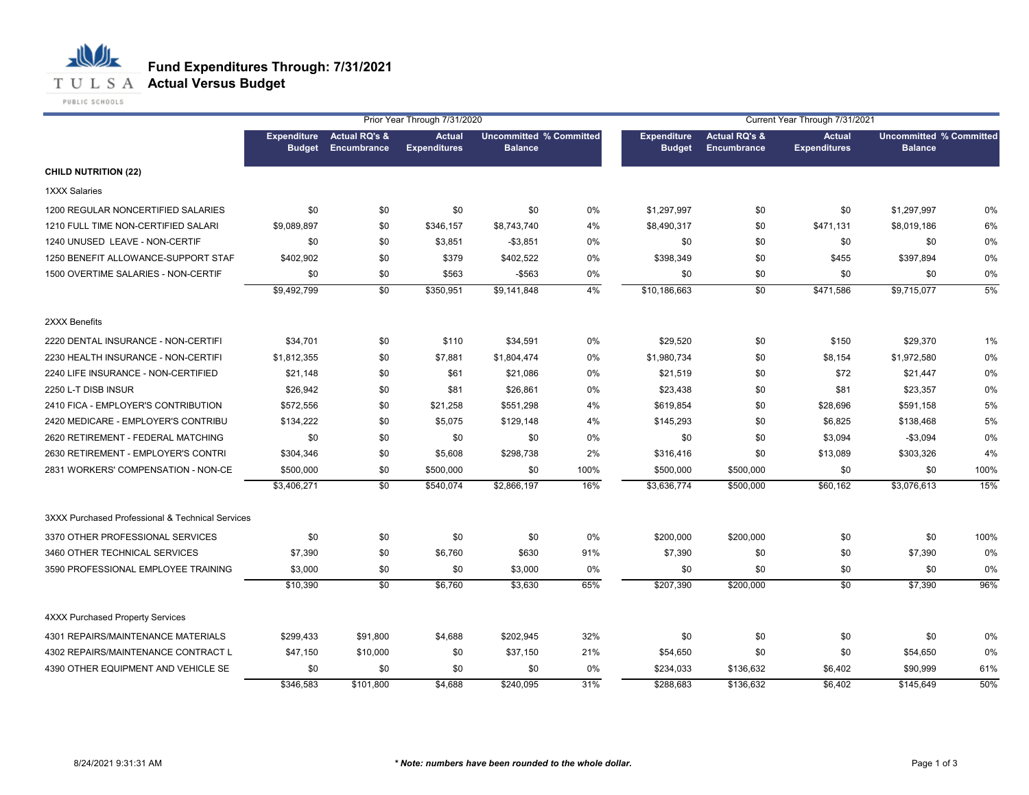# Fund Expenditures Through: 7/31/2021
## Actual Versus Budget

| | Prior Year Through 7/31/2020 | | | | | Current Year Through 7/31/2021 | | | | |
|---|---|---|---|---|---|---|---|---|---|---|
| | Expenditure Budget | Actual RQ's & Encumbrance | Actual Expenditures | Uncommitted Balance | % Committed | Expenditure Budget | Actual RQ's & Encumbrance | Actual Expenditures | Uncommitted Balance | % Committed |
| **CHILD NUTRITION (22)** | | | | | | | | | | |
| 1XXX Salaries | | | | | | | | | | |
| 1200 REGULAR NONCERTIFIED SALARIES | $0 | $0 | $0 | $0 | 0% | $1,297,997 | $0 | $0 | $1,297,997 | 0% |
| 1210 FULL TIME NON-CERTIFIED SALARI | $9,089,897 | $0 | $346,157 | $8,743,740 | 4% | $8,490,317 | $0 | $471,131 | $8,019,186 | 6% |
| 1240 UNUSED LEAVE - NON-CERTIF | $0 | $0 | $3,851 | -$3,851 | 0% | $0 | $0 | $0 | $0 | 0% |
| 1250 BENEFIT ALLOWANCE-SUPPORT STAF | $402,902 | $0 | $379 | $402,522 | 0% | $398,349 | $0 | $455 | $397,894 | 0% |
| 1500 OVERTIME SALARIES - NON-CERTIF | $0 | $0 | $563 | -$563 | 0% | $0 | $0 | $0 | $0 | 0% |
| | $9,492,799 | $0 | $350,951 | $9,141,848 | 4% | $10,186,663 | $0 | $471,586 | $9,715,077 | 5% |
| 2XXX Benefits | | | | | | | | | | |
| 2220 DENTAL INSURANCE - NON-CERTIFI | $34,701 | $0 | $110 | $34,591 | 0% | $29,520 | $0 | $150 | $29,370 | 1% |
| 2230 HEALTH INSURANCE - NON-CERTIFI | $1,812,355 | $0 | $7,881 | $1,804,474 | 0% | $1,980,734 | $0 | $8,154 | $1,972,580 | 0% |
| 2240 LIFE INSURANCE - NON-CERTIFIED | $21,148 | $0 | $61 | $21,086 | 0% | $21,519 | $0 | $72 | $21,447 | 0% |
| 2250 L-T DISB INSUR | $26,942 | $0 | $81 | $26,861 | 0% | $23,438 | $0 | $81 | $23,357 | 0% |
| 2410 FICA - EMPLOYER'S CONTRIBUTION | $572,556 | $0 | $21,258 | $551,298 | 4% | $619,854 | $0 | $28,696 | $591,158 | 5% |
| 2420 MEDICARE - EMPLOYER'S CONTRIBU | $134,222 | $0 | $5,075 | $129,148 | 4% | $145,293 | $0 | $6,825 | $138,468 | 5% |
| 2620 RETIREMENT - FEDERAL MATCHING | $0 | $0 | $0 | $0 | 0% | $0 | $0 | $3,094 | -$3,094 | 0% |
| 2630 RETIREMENT - EMPLOYER'S CONTRI | $304,346 | $0 | $5,608 | $298,738 | 2% | $316,416 | $0 | $13,089 | $303,326 | 4% |
| 2831 WORKERS' COMPENSATION - NON-CE | $500,000 | $0 | $500,000 | $0 | 100% | $500,000 | $500,000 | $0 | $0 | 100% |
| | $3,406,271 | $0 | $540,074 | $2,866,197 | 16% | $3,636,774 | $500,000 | $60,162 | $3,076,613 | 15% |
| 3XXX Purchased Professional & Technical Services | | | | | | | | | | |
| 3370 OTHER PROFESSIONAL SERVICES | $0 | $0 | $0 | $0 | 0% | $200,000 | $200,000 | $0 | $0 | 100% |
| 3460 OTHER TECHNICAL SERVICES | $7,390 | $0 | $6,760 | $630 | 91% | $7,390 | $0 | $0 | $7,390 | 0% |
| 3590 PROFESSIONAL EMPLOYEE TRAINING | $3,000 | $0 | $0 | $3,000 | 0% | $0 | $0 | $0 | $0 | 0% |
| | $10,390 | $0 | $6,760 | $3,630 | 65% | $207,390 | $200,000 | $0 | $7,390 | 96% |
| 4XXX Purchased Property Services | | | | | | | | | | |
| 4301 REPAIRS/MAINTENANCE MATERIALS | $299,433 | $91,800 | $4,688 | $202,945 | 32% | $0 | $0 | $0 | $0 | 0% |
| 4302 REPAIRS/MAINTENANCE CONTRACT L | $47,150 | $10,000 | $0 | $37,150 | 21% | $54,650 | $0 | $0 | $54,650 | 0% |
| 4390 OTHER EQUIPMENT AND VEHICLE SE | $0 | $0 | $0 | $0 | 0% | $234,033 | $136,632 | $6,402 | $90,999 | 61% |
| | $346,583 | $101,800 | $4,688 | $240,095 | 31% | $288,683 | $136,632 | $6,402 | $145,649 | 50% |

8/24/2021 9:31:31 AM

*** Note: numbers have been rounded to the whole dollar.***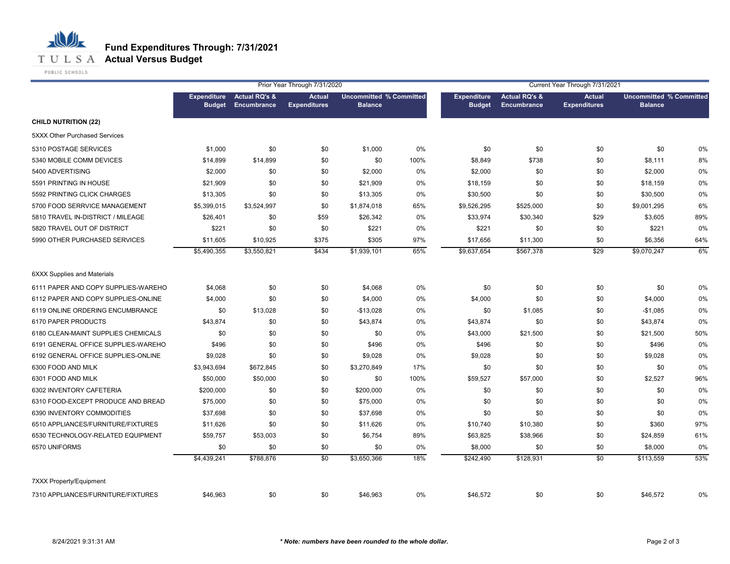# Fund Expenditures Through: 7/31/2021

## Actual Versus Budget

| | Prior Year Through 7/31/2020 | | | | | Current Year Through 7/31/2021 | | | | |
|---|---|---|---|---|---|---|---|---|---|---|
| | Expenditure Budget | Actual RQ's & Encumbrance | Actual Expenditures | Uncommitted Balance | % Committed | Expenditure Budget | Actual RQ's & Encumbrance | Actual Expenditures | Uncommitted Balance | % Committed |
| **CHILD NUTRITION (22)** | | | | | | | | | | |
| 5XXX Other Purchased Services | | | | | | | | | | |
| 5310 POSTAGE SERVICES | $1,000 | $0 | $0 | $1,000 | 0% | $0 | $0 | $0 | $0 | 0% |
| 5340 MOBILE COMM DEVICES | $14,899 | $14,899 | $0 | $0 | 100% | $8,849 | $738 | $0 | $8,111 | 8% |
| 5400 ADVERTISING | $2,000 | $0 | $0 | $2,000 | 0% | $2,000 | $0 | $0 | $2,000 | 0% |
| 5591 PRINTING IN HOUSE | $21,909 | $0 | $0 | $21,909 | 0% | $18,159 | $0 | $0 | $18,159 | 0% |
| 5592 PRINTING CLICK CHARGES | $13,305 | $0 | $0 | $13,305 | 0% | $30,500 | $0 | $0 | $30,500 | 0% |
| 5700 FOOD SERRVICE MANAGEMENT | $5,399,015 | $3,524,997 | $0 | $1,874,018 | 65% | $9,526,295 | $525,000 | $0 | $9,001,295 | 6% |
| 5810 TRAVEL IN-DISTRICT / MILEAGE | $26,401 | $0 | $59 | $26,342 | 0% | $33,974 | $30,340 | $29 | $3,605 | 89% |
| 5820 TRAVEL OUT OF DISTRICT | $221 | $0 | $0 | $221 | 0% | $221 | $0 | $0 | $221 | 0% |
| 5990 OTHER PURCHASED SERVICES | $11,605 | $10,925 | $375 | $305 | 97% | $17,656 | $11,300 | $0 | $6,356 | 64% |
| | $5,490,355 | $3,550,821 | $434 | $1,939,101 | 65% | $9,637,654 | $567,378 | $29 | $9,070,247 | 6% |
| 6XXX Supplies and Materials | | | | | | | | | | |
| 6111 PAPER AND COPY SUPPLIES-WAREHO | $4,068 | $0 | $0 | $4,068 | 0% | $0 | $0 | $0 | $0 | 0% |
| 6112 PAPER AND COPY SUPPLIES-ONLINE | $4,000 | $0 | $0 | $4,000 | 0% | $4,000 | $0 | $0 | $4,000 | 0% |
| 6119 ONLINE ORDERING ENCUMBRANCE | $0 | $13,028 | $0 | -$13,028 | 0% | $0 | $1,085 | $0 | -$1,085 | 0% |
| 6170 PAPER PRODUCTS | $43,874 | $0 | $0 | $43,874 | 0% | $43,874 | $0 | $0 | $43,874 | 0% |
| 6180 CLEAN-MAINT SUPPLIES CHEMICALS | $0 | $0 | $0 | $0 | 0% | $43,000 | $21,500 | $0 | $21,500 | 50% |
| 6191 GENERAL OFFICE SUPPLIES-WAREHO | $496 | $0 | $0 | $496 | 0% | $496 | $0 | $0 | $496 | 0% |
| 6192 GENERAL OFFICE SUPPLIES-ONLINE | $9,028 | $0 | $0 | $9,028 | 0% | $9,028 | $0 | $0 | $9,028 | 0% |
| 6300 FOOD AND MILK | $3,943,694 | $672,845 | $0 | $3,270,849 | 17% | $0 | $0 | $0 | $0 | 0% |
| 6301 FOOD AND MILK | $50,000 | $50,000 | $0 | $0 | 100% | $59,527 | $57,000 | $0 | $2,527 | 96% |
| 6302 INVENTORY CAFETERIA | $200,000 | $0 | $0 | $200,000 | 0% | $0 | $0 | $0 | $0 | 0% |
| 6310 FOOD-EXCEPT PRODUCE AND BREAD | $75,000 | $0 | $0 | $75,000 | 0% | $0 | $0 | $0 | $0 | 0% |
| 6390 INVENTORY COMMODITIES | $37,698 | $0 | $0 | $37,698 | 0% | $0 | $0 | $0 | $0 | 0% |
| 6510 APPLIANCES/FURNITURE/FIXTURES | $11,626 | $0 | $0 | $11,626 | 0% | $10,740 | $10,380 | $0 | $360 | 97% |
| 6530 TECHNOLOGY-RELATED EQUIPMENT | $59,757 | $53,003 | $0 | $6,754 | 89% | $63,825 | $38,966 | $0 | $24,859 | 61% |
| 6570 UNIFORMS | $0 | $0 | $0 | $0 | 0% | $8,000 | $0 | $0 | $8,000 | 0% |
| | $4,439,241 | $788,876 | $0 | $3,650,366 | 18% | $242,490 | $128,931 | $0 | $113,559 | 53% |
| 7XXX Property/Equipment | | | | | | | | | | |
| 7310 APPLIANCES/FURNITURE/FIXTURES | $46,963 | $0 | $0 | $46,963 | 0% | $46,572 | $0 | $0 | $46,572 | 0% |

8/24/2021 9:31:31 AM

***\* Note: numbers have been rounded to the whole dollar.***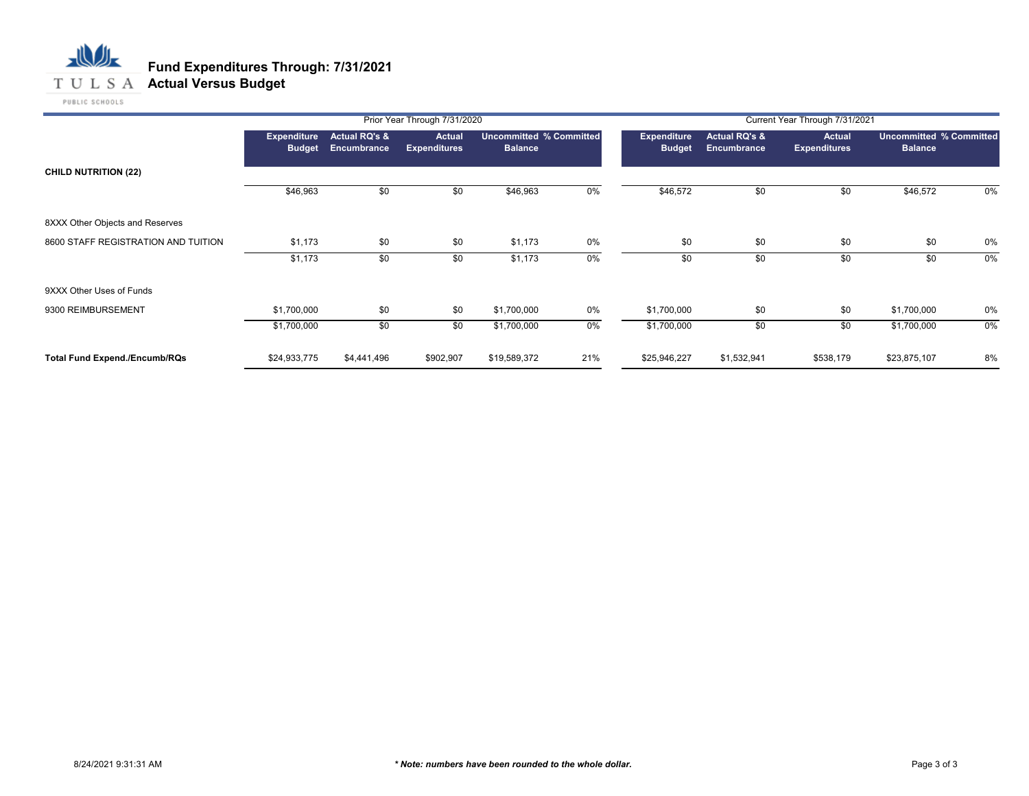# Fund Expenditures Through: 7/31/2021
## Actual Versus Budget

| | Prior Year Through 7/31/2020 | | | | | Current Year Through 7/31/2021 | | | | |
|---|---|---|---|---|---|---|---|---|---|---|
| | Expenditure Budget | Actual RQ's & Encumbrance | Actual Expenditures | Uncommitted Balance | % Committed | Expenditure Budget | Actual RQ's & Encumbrance | Actual Expenditures | Uncommitted Balance | % Committed |
| **CHILD NUTRITION (22)** | | | | | | | | | | |
| | $46,963 | $0 | $0 | $46,963 | 0% | $46,572 | $0 | $0 | $46,572 | 0% |
| 8XXX Other Objects and Reserves | | | | | | | | | | |
| 8600 STAFF REGISTRATION AND TUITION | $1,173 | $0 | $0 | $1,173 | 0% | $0 | $0 | $0 | $0 | 0% |
| | $1,173 | $0 | $0 | $1,173 | 0% | $0 | $0 | $0 | $0 | 0% |
| 9XXX Other Uses of Funds | | | | | | | | | | |
| 9300 REIMBURSEMENT | $1,700,000 | $0 | $0 | $1,700,000 | 0% | $1,700,000 | $0 | $0 | $1,700,000 | 0% |
| | $1,700,000 | $0 | $0 | $1,700,000 | 0% | $1,700,000 | $0 | $0 | $1,700,000 | 0% |
| **Total Fund Expend./Encumb/RQs** | $24,933,775 | $4,441,496 | $902,907 | $19,589,372 | 21% | $25,946,227 | $1,532,941 | $538,179 | $23,875,107 | 8% |

8/24/2021 9:31:31 AM

*** Note: numbers have been rounded to the whole dollar.***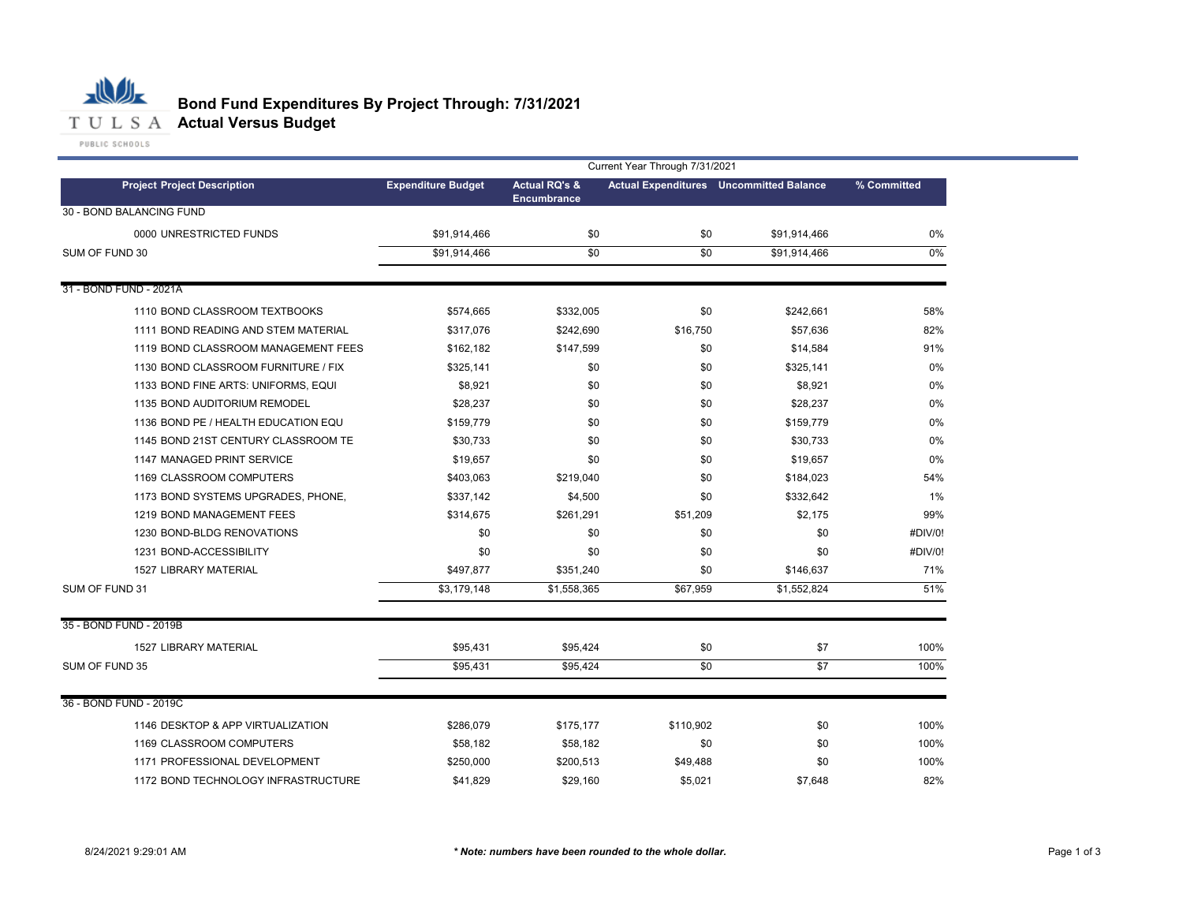# Bond Fund Expenditures By Project Through: 7/31/2021

## Actual Versus Budget

| | | Current Year Through 7/31/2021 | | | |
|---|---|---|---|---|---|
| **Project Project Description** | **Expenditure Budget** | **Actual RQ's & Encumbrance** | **Actual Expenditures** | **Uncommitted Balance** | **% Committed** |
| 30 - BOND BALANCING FUND | | | | | |
| 0000 UNRESTRICTED FUNDS | $91,914,466 | $0 | $0 | $91,914,466 | 0% |
| SUM OF FUND 30 | $91,914,466 | $0 | $0 | $91,914,466 | 0% |
| 31 - BOND FUND - 2021A | | | | | |
| 1110 BOND CLASSROOM TEXTBOOKS | $574,665 | $332,005 | $0 | $242,661 | 58% |
| 1111 BOND READING AND STEM MATERIAL | $317,076 | $242,690 | $16,750 | $57,636 | 82% |
| 1119 BOND CLASSROOM MANAGEMENT FEES | $162,182 | $147,599 | $0 | $14,584 | 91% |
| 1130 BOND CLASSROOM FURNITURE / FIX | $325,141 | $0 | $0 | $325,141 | 0% |
| 1133 BOND FINE ARTS: UNIFORMS, EQUI | $8,921 | $0 | $0 | $8,921 | 0% |
| 1135 BOND AUDITORIUM REMODEL | $28,237 | $0 | $0 | $28,237 | 0% |
| 1136 BOND PE / HEALTH EDUCATION EQU | $159,779 | $0 | $0 | $159,779 | 0% |
| 1145 BOND 21ST CENTURY CLASSROOM TE | $30,733 | $0 | $0 | $30,733 | 0% |
| 1147 MANAGED PRINT SERVICE | $19,657 | $0 | $0 | $19,657 | 0% |
| 1169 CLASSROOM COMPUTERS | $403,063 | $219,040 | $0 | $184,023 | 54% |
| 1173 BOND SYSTEMS UPGRADES, PHONE, | $337,142 | $4,500 | $0 | $332,642 | 1% |
| 1219 BOND MANAGEMENT FEES | $314,675 | $261,291 | $51,209 | $2,175 | 99% |
| 1230 BOND-BLDG RENOVATIONS | $0 | $0 | $0 | $0 | #DIV/0! |
| 1231 BOND-ACCESSIBILITY | $0 | $0 | $0 | $0 | #DIV/0! |
| 1527 LIBRARY MATERIAL | $497,877 | $351,240 | $0 | $146,637 | 71% |
| SUM OF FUND 31 | $3,179,148 | $1,558,365 | $67,959 | $1,552,824 | 51% |
| 35 - BOND FUND - 2019B | | | | | |
| 1527 LIBRARY MATERIAL | $95,431 | $95,424 | $0 | $7 | 100% |
| SUM OF FUND 35 | $95,431 | $95,424 | $0 | $7 | 100% |
| 36 - BOND FUND - 2019C | | | | | |
| 1146 DESKTOP & APP VIRTUALIZATION | $286,079 | $175,177 | $110,902 | $0 | 100% |
| 1169 CLASSROOM COMPUTERS | $58,182 | $58,182 | $0 | $0 | 100% |
| 1171 PROFESSIONAL DEVELOPMENT | $250,000 | $200,513 | $49,488 | $0 | 100% |
| 1172 BOND TECHNOLOGY INFRASTRUCTURE | $41,829 | $29,160 | $5,021 | $7,648 | 82% |

8/24/2021 9:29:01 AM

*** Note: numbers have been rounded to the whole dollar.***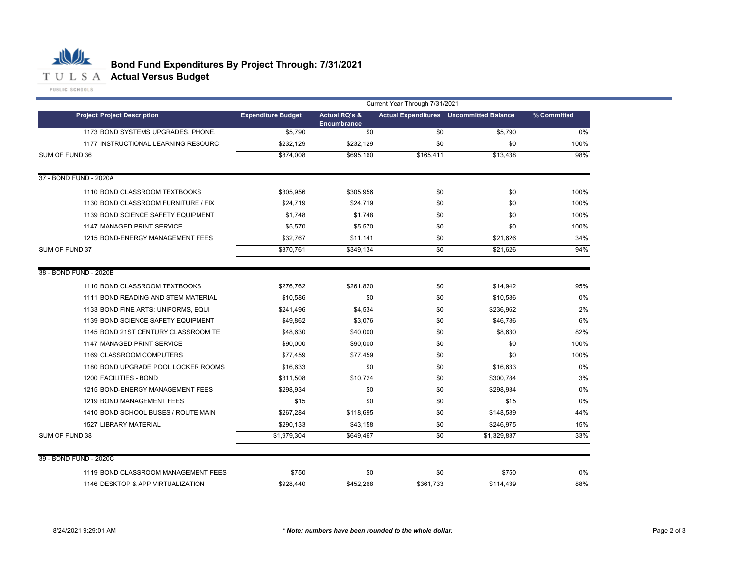# Bond Fund Expenditures By Project Through: 7/31/2021

## Actual Versus Budget

| | | Current Year Through 7/31/2021 | | | |
|---|---|---|---|---|---|
| Project Project Description | Expenditure Budget | Actual RQ's & Encumbrance | Actual Expenditures | Uncommitted Balance | % Committed |
| 1173 BOND SYSTEMS UPGRADES, PHONE, | $5,790 | $0 | $0 | $5,790 | 0% |
| 1177 INSTRUCTIONAL LEARNING RESOURC | $232,129 | $232,129 | $0 | $0 | 100% |
| SUM OF FUND 36 | $874,008 | $695,160 | $165,411 | $13,438 | 98% |
| 37 - BOND FUND - 2020A | | | | | |
| 1110 BOND CLASSROOM TEXTBOOKS | $305,956 | $305,956 | $0 | $0 | 100% |
| 1130 BOND CLASSROOM FURNITURE / FIX | $24,719 | $24,719 | $0 | $0 | 100% |
| 1139 BOND SCIENCE SAFETY EQUIPMENT | $1,748 | $1,748 | $0 | $0 | 100% |
| 1147 MANAGED PRINT SERVICE | $5,570 | $5,570 | $0 | $0 | 100% |
| 1215 BOND-ENERGY MANAGEMENT FEES | $32,767 | $11,141 | $0 | $21,626 | 34% |
| SUM OF FUND 37 | $370,761 | $349,134 | $0 | $21,626 | 94% |
| 38 - BOND FUND - 2020B | | | | | |
| 1110 BOND CLASSROOM TEXTBOOKS | $276,762 | $261,820 | $0 | $14,942 | 95% |
| 1111 BOND READING AND STEM MATERIAL | $10,586 | $0 | $0 | $10,586 | 0% |
| 1133 BOND FINE ARTS: UNIFORMS, EQUI | $241,496 | $4,534 | $0 | $236,962 | 2% |
| 1139 BOND SCIENCE SAFETY EQUIPMENT | $49,862 | $3,076 | $0 | $46,786 | 6% |
| 1145 BOND 21ST CENTURY CLASSROOM TE | $48,630 | $40,000 | $0 | $8,630 | 82% |
| 1147 MANAGED PRINT SERVICE | $90,000 | $90,000 | $0 | $0 | 100% |
| 1169 CLASSROOM COMPUTERS | $77,459 | $77,459 | $0 | $0 | 100% |
| 1180 BOND UPGRADE POOL LOCKER ROOMS | $16,633 | $0 | $0 | $16,633 | 0% |
| 1200 FACILITIES - BOND | $311,508 | $10,724 | $0 | $300,784 | 3% |
| 1215 BOND-ENERGY MANAGEMENT FEES | $298,934 | $0 | $0 | $298,934 | 0% |
| 1219 BOND MANAGEMENT FEES | $15 | $0 | $0 | $15 | 0% |
| 1410 BOND SCHOOL BUSES / ROUTE MAIN | $267,284 | $118,695 | $0 | $148,589 | 44% |
| 1527 LIBRARY MATERIAL | $290,133 | $43,158 | $0 | $246,975 | 15% |
| SUM OF FUND 38 | $1,979,304 | $649,467 | $0 | $1,329,837 | 33% |
| 39 - BOND FUND - 2020C | | | | | |
| 1119 BOND CLASSROOM MANAGEMENT FEES | $750 | $0 | $0 | $750 | 0% |
| 1146 DESKTOP & APP VIRTUALIZATION | $928,440 | $452,268 | $361,733 | $114,439 | 88% |

8/24/2021 9:29:01 AM

***\* Note: numbers have been rounded to the whole dollar.***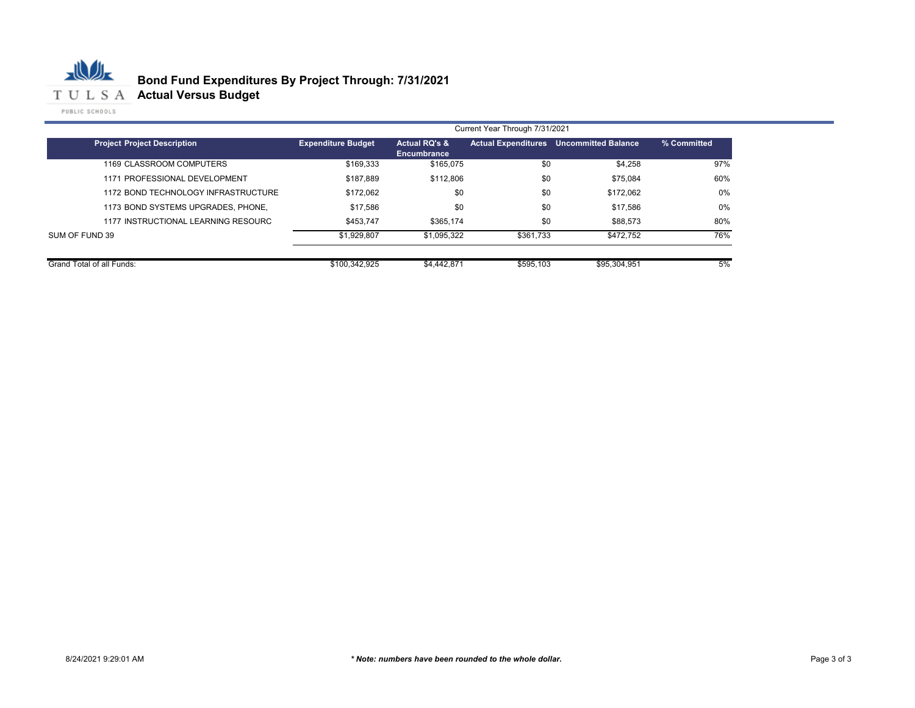# Bond Fund Expenditures By Project Through: 7/31/2021
## Actual Versus Budget

| | | Current Year Through 7/31/2021 | | | |
|---|---|---|---|---|---|
| **Project Project Description** | **Expenditure Budget** | **Actual RQ's & Encumbrance** | **Actual Expenditures** | **Uncommitted Balance** | **% Committed** |
| 1169 CLASSROOM COMPUTERS | $169,333 | $165,075 | $0 | $4,258 | 97% |
| 1171 PROFESSIONAL DEVELOPMENT | $187,889 | $112,806 | $0 | $75,084 | 60% |
| 1172 BOND TECHNOLOGY INFRASTRUCTURE | $172,062 | $0 | $0 | $172,062 | 0% |
| 1173 BOND SYSTEMS UPGRADES, PHONE, | $17,586 | $0 | $0 | $17,586 | 0% |
| 1177 INSTRUCTIONAL LEARNING RESOURC | $453,747 | $365,174 | $0 | $88,573 | 80% |
| SUM OF FUND 39 | $1,929,807 | $1,095,322 | $361,733 | $472,752 | 76% |
| Grand Total of all Funds: | $100,342,925 | $4,442,871 | $595,103 | $95,304,951 | 5% |

8/24/2021 9:29:01 AM

*** Note: numbers have been rounded to the whole dollar.***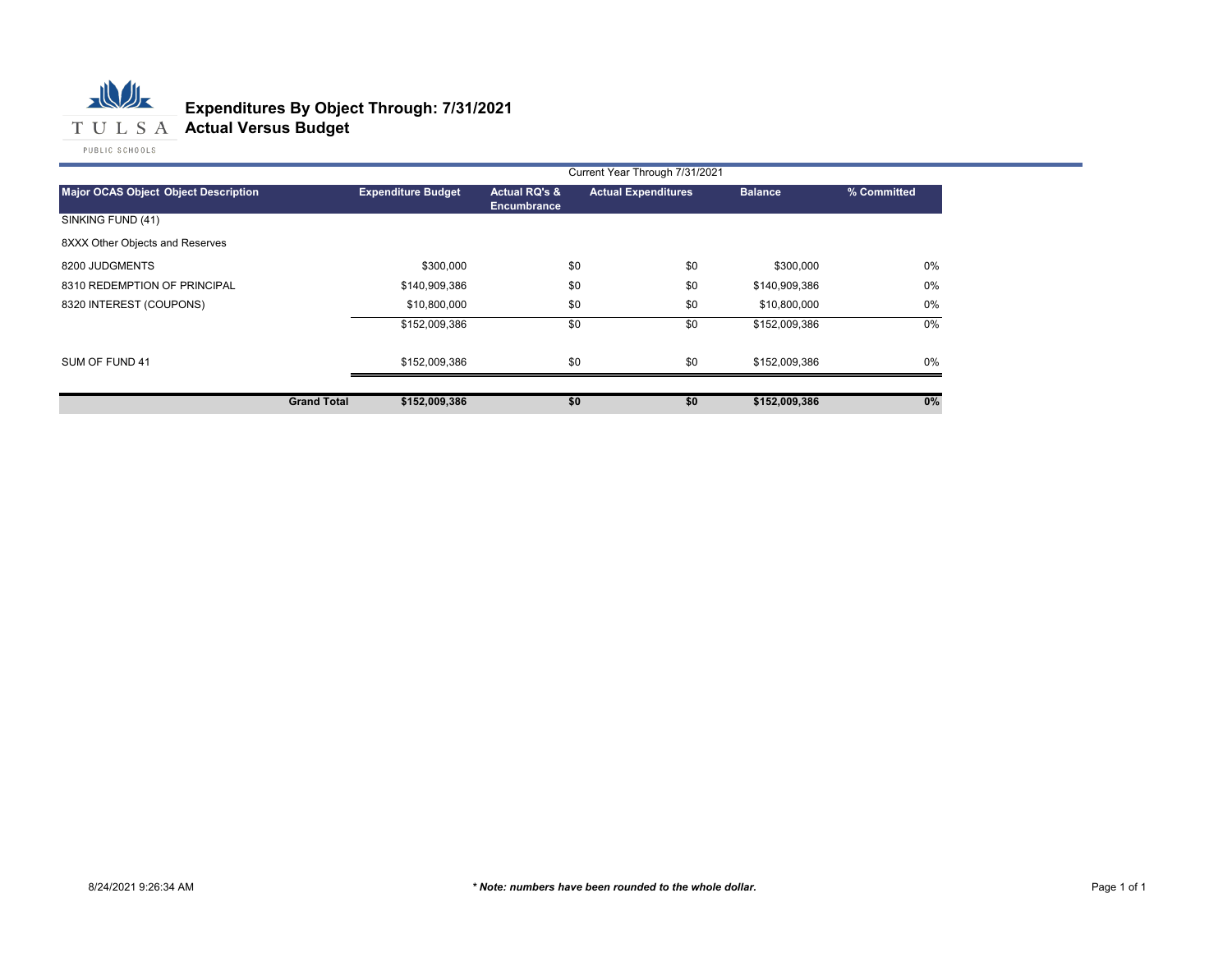# Expenditures By Object Through: 7/31/2021
## Actual Versus Budget

TULSA PUBLIC SCHOOLS

| Major OCAS Object Object Description | Expenditure Budget | Actual RQ's & Encumbrance | Actual Expenditures | Balance | % Committed |
|---|---|---|---|---|---|
| | Current Year Through 7/31/2021 | | | | |
| SINKING FUND (41) | | | | | |
| 8XXX Other Objects and Reserves | | | | | |
| 8200 JUDGMENTS | $300,000 | $0 | $0 | $300,000 | 0% |
| 8310 REDEMPTION OF PRINCIPAL | $140,909,386 | $0 | $0 | $140,909,386 | 0% |
| 8320 INTEREST (COUPONS) | $10,800,000 | $0 | $0 | $10,800,000 | 0% |
| | $152,009,386 | $0 | $0 | $152,009,386 | 0% |
| SUM OF FUND 41 | $152,009,386 | $0 | $0 | $152,009,386 | 0% |
| **Grand Total** | **$152,009,386** | **$0** | **$0** | **$152,009,386** | **0%** |

8/24/2021 9:26:34 AM

***\* Note: numbers have been rounded to the whole dollar.***